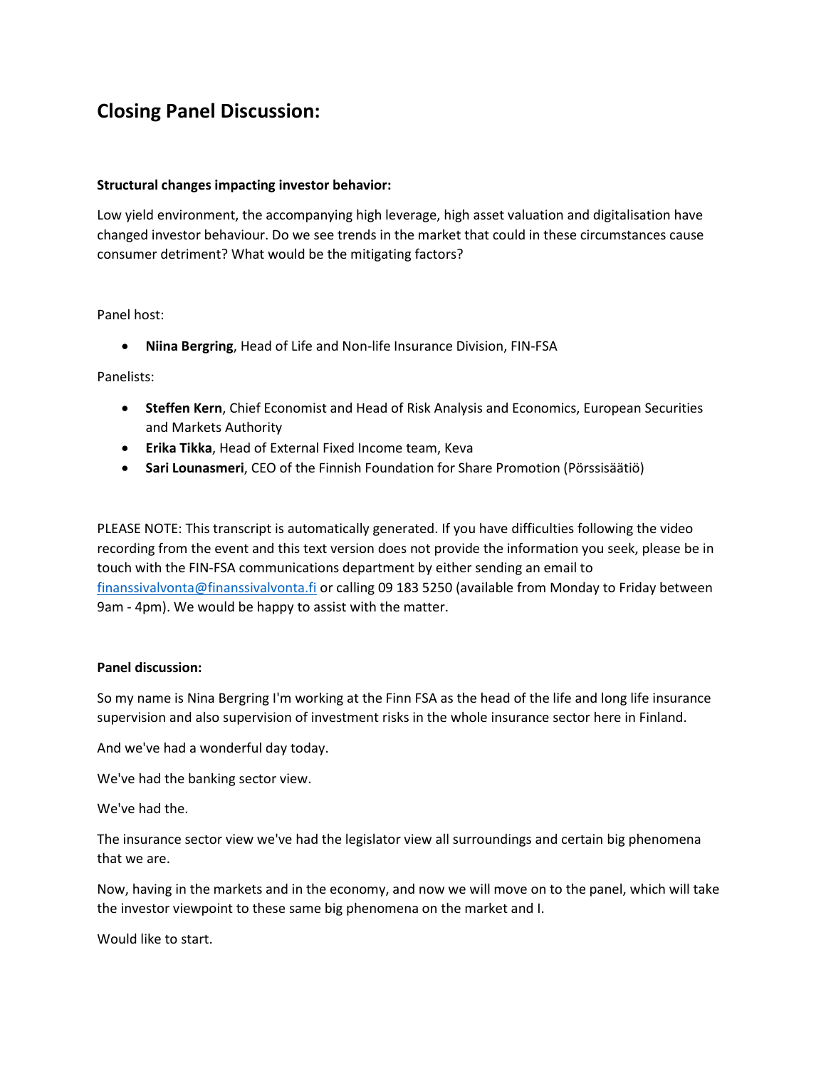# Closing Panel Discussion:

**Structural changes impacting investor behavior:**

Low yield environment, the accompanying high leverage, high asset valuation and digitalisation have changed investor behaviour. Do we see trends in the market that could in these circumstances cause consumer detriment? What would be the mitigating factors?

Panel host:

- **Niina Bergring**, Head of Life and Non-life Insurance Division, FIN-FSA

Panelists:

- **Steffen Kern**, Chief Economist and Head of Risk Analysis and Economics, European Securities and Markets Authority
- **Erika Tikka**, Head of External Fixed Income team, Keva
- **Sari Lounasmeri**, CEO of the Finnish Foundation for Share Promotion (Pörssisäätiö)

PLEASE NOTE: This transcript is automatically generated. If you have difficulties following the video recording from the event and this text version does not provide the information you seek, please be in touch with the FIN-FSA communications department by either sending an email to [finanssivalvonta@finanssivalvonta.fi](mailto:finanssivalvonta@finanssivalvonta.fi) or calling 09 183 5250 (available from Monday to Friday between 9am - 4pm). We would be happy to assist with the matter.

**Panel discussion:**

So my name is Nina Bergring I'm working at the Finn FSA as the head of the life and long life insurance supervision and also supervision of investment risks in the whole insurance sector here in Finland.

And we've had a wonderful day today.

We've had the banking sector view.

We've had the.

The insurance sector view we've had the legislator view all surroundings and certain big phenomena that we are.

Now, having in the markets and in the economy, and now we will move on to the panel, which will take the investor viewpoint to these same big phenomena on the market and I.

Would like to start.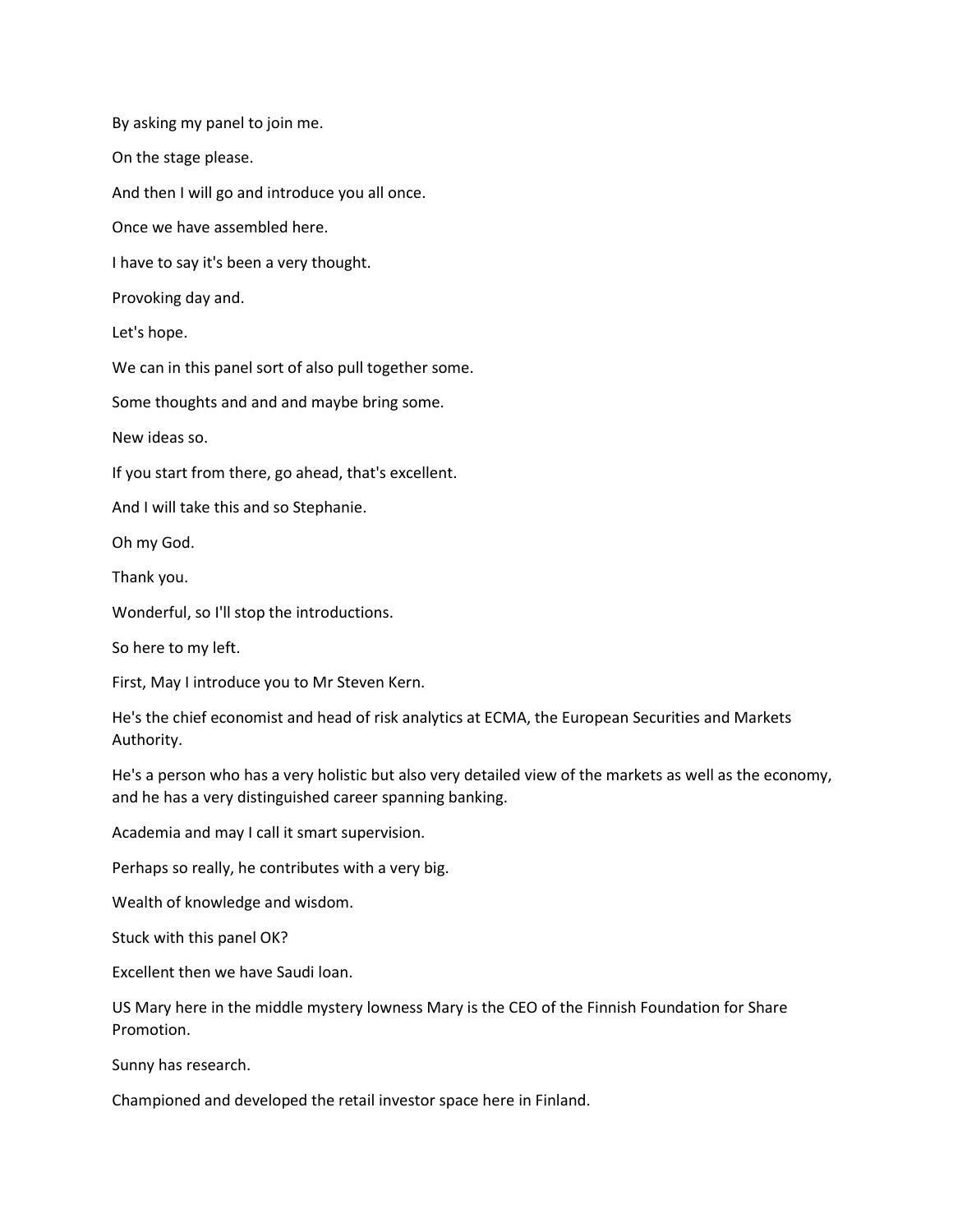By asking my panel to join me.

On the stage please.

And then I will go and introduce you all once.

Once we have assembled here.

I have to say it's been a very thought.

Provoking day and.

Let's hope.

We can in this panel sort of also pull together some.

Some thoughts and and and maybe bring some.

New ideas so.

If you start from there, go ahead, that's excellent.

And I will take this and so Stephanie.

Oh my God.

Thank you.

Wonderful, so I'll stop the introductions.

So here to my left.

First, May I introduce you to Mr Steven Kern.

He's the chief economist and head of risk analytics at ECMA, the European Securities and Markets Authority.

He's a person who has a very holistic but also very detailed view of the markets as well as the economy, and he has a very distinguished career spanning banking.

Academia and may I call it smart supervision.

Perhaps so really, he contributes with a very big.

Wealth of knowledge and wisdom.

Stuck with this panel OK?

Excellent then we have Saudi loan.

US Mary here in the middle mystery lowness Mary is the CEO of the Finnish Foundation for Share Promotion.

Sunny has research.

Championed and developed the retail investor space here in Finland.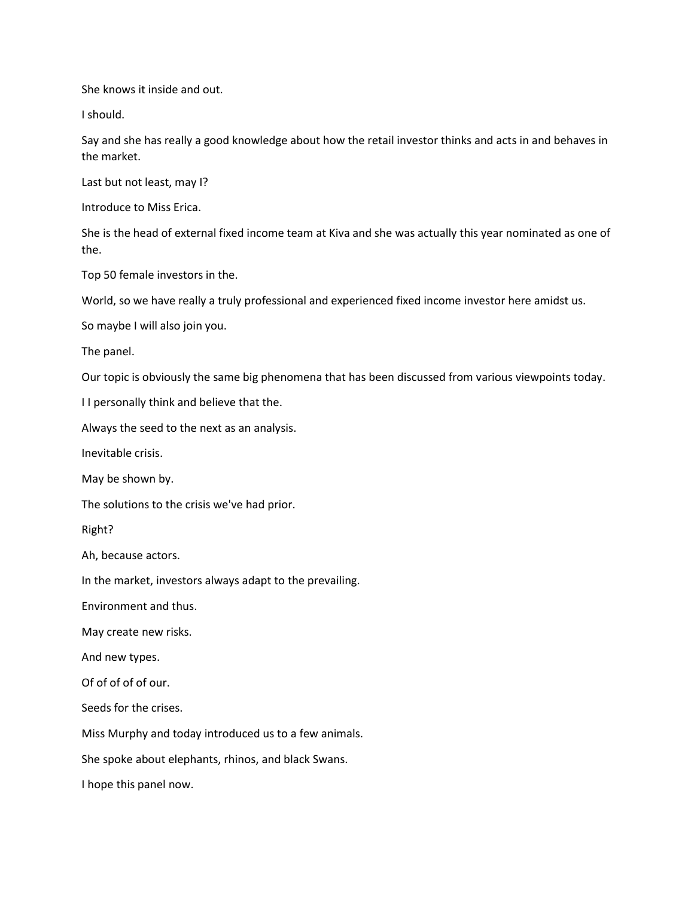She knows it inside and out.

I should.

Say and she has really a good knowledge about how the retail investor thinks and acts in and behaves in the market.

Last but not least, may I?

Introduce to Miss Erica.

She is the head of external fixed income team at Kiva and she was actually this year nominated as one of the.

Top 50 female investors in the.

World, so we have really a truly professional and experienced fixed income investor here amidst us.

So maybe I will also join you.

The panel.

Our topic is obviously the same big phenomena that has been discussed from various viewpoints today.

I I personally think and believe that the.

Always the seed to the next as an analysis.

Inevitable crisis.

May be shown by.

The solutions to the crisis we've had prior.

Right?

Ah, because actors.

In the market, investors always adapt to the prevailing.

Environment and thus.

May create new risks.

And new types.

Of of of of of our.

Seeds for the crises.

Miss Murphy and today introduced us to a few animals.

She spoke about elephants, rhinos, and black Swans.

I hope this panel now.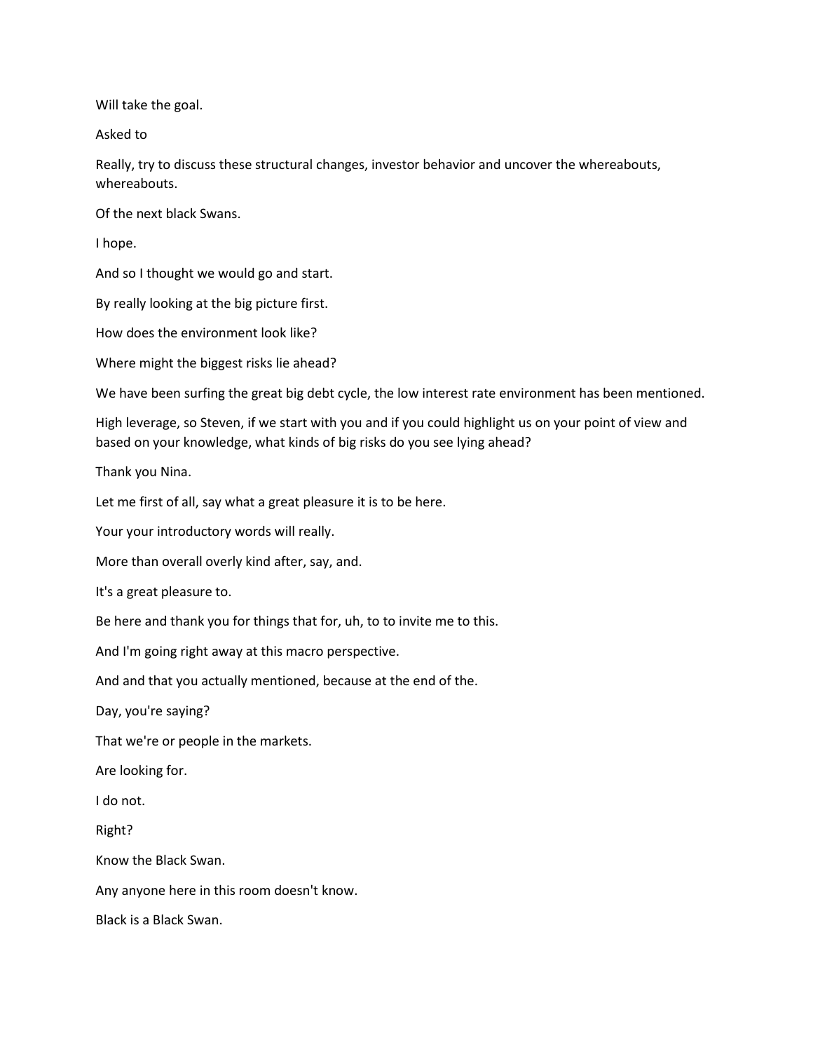Will take the goal.

Asked to

Really, try to discuss these structural changes, investor behavior and uncover the whereabouts, whereabouts.

Of the next black Swans.

I hope.

And so I thought we would go and start.

By really looking at the big picture first.

How does the environment look like?

Where might the biggest risks lie ahead?

We have been surfing the great big debt cycle, the low interest rate environment has been mentioned.

High leverage, so Steven, if we start with you and if you could highlight us on your point of view and based on your knowledge, what kinds of big risks do you see lying ahead?

Thank you Nina.

Let me first of all, say what a great pleasure it is to be here.

Your your introductory words will really.

More than overall overly kind after, say, and.

It's a great pleasure to.

Be here and thank you for things that for, uh, to to invite me to this.

And I'm going right away at this macro perspective.

And and that you actually mentioned, because at the end of the.

Day, you're saying?

That we're or people in the markets.

Are looking for.

I do not.

Right?

Know the Black Swan.

Any anyone here in this room doesn't know.

Black is a Black Swan.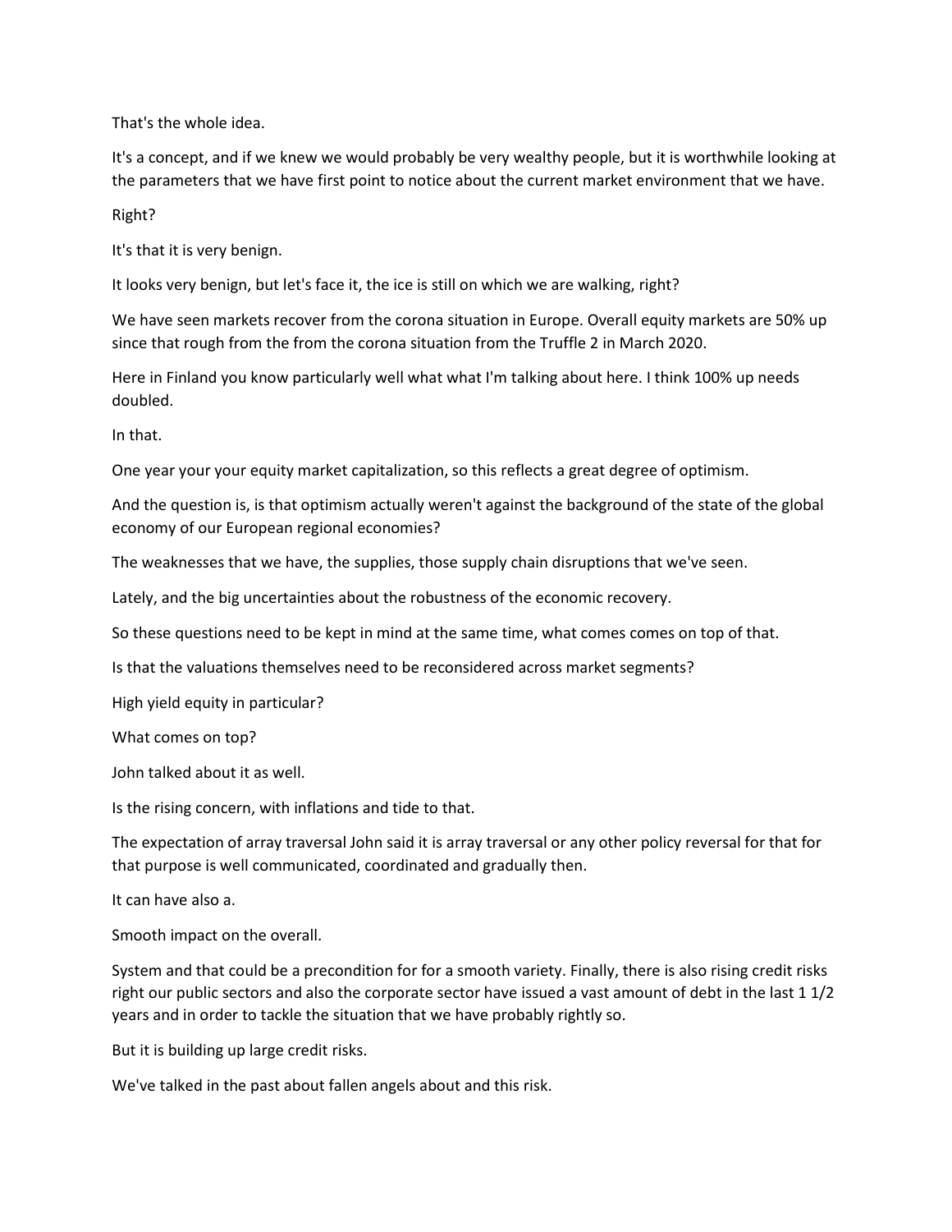That's the whole idea.

It's a concept, and if we knew we would probably be very wealthy people, but it is worthwhile looking at the parameters that we have first point to notice about the current market environment that we have.

Right?

It's that it is very benign.

It looks very benign, but let's face it, the ice is still on which we are walking, right?

We have seen markets recover from the corona situation in Europe. Overall equity markets are 50% up since that rough from the from the corona situation from the Truffle 2 in March 2020.

Here in Finland you know particularly well what what I'm talking about here. I think 100% up needs doubled.

In that.

One year your your equity market capitalization, so this reflects a great degree of optimism.

And the question is, is that optimism actually weren't against the background of the state of the global economy of our European regional economies?

The weaknesses that we have, the supplies, those supply chain disruptions that we've seen.

Lately, and the big uncertainties about the robustness of the economic recovery.

So these questions need to be kept in mind at the same time, what comes comes on top of that.

Is that the valuations themselves need to be reconsidered across market segments?

High yield equity in particular?

What comes on top?

John talked about it as well.

Is the rising concern, with inflations and tide to that.

The expectation of array traversal John said it is array traversal or any other policy reversal for that for that purpose is well communicated, coordinated and gradually then.

It can have also a.

Smooth impact on the overall.

System and that could be a precondition for for a smooth variety. Finally, there is also rising credit risks right our public sectors and also the corporate sector have issued a vast amount of debt in the last 1 1/2 years and in order to tackle the situation that we have probably rightly so.

But it is building up large credit risks.

We've talked in the past about fallen angels about and this risk.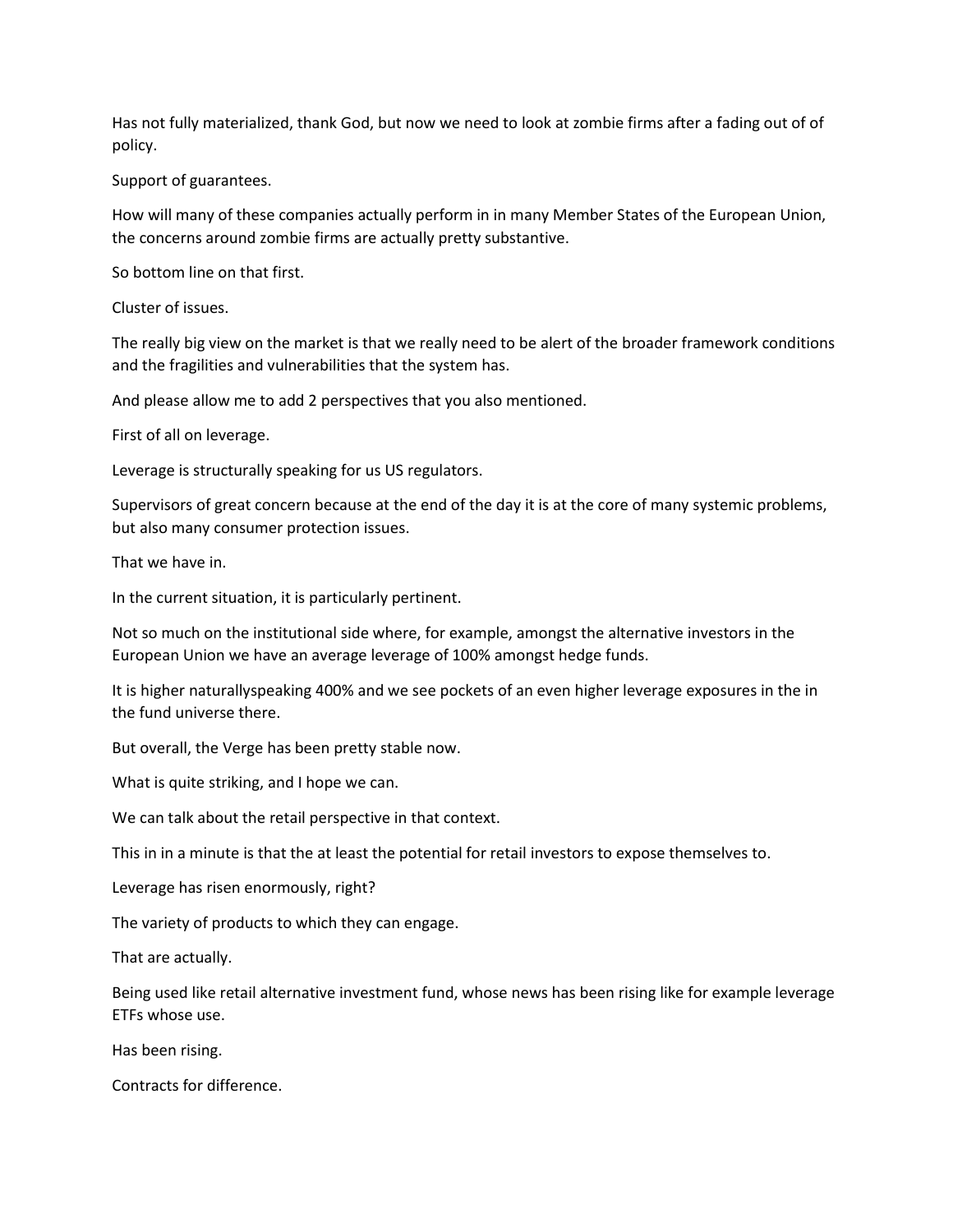Has not fully materialized, thank God, but now we need to look at zombie firms after a fading out of of policy.

Support of guarantees.

How will many of these companies actually perform in in many Member States of the European Union, the concerns around zombie firms are actually pretty substantive.

So bottom line on that first.

Cluster of issues.

The really big view on the market is that we really need to be alert of the broader framework conditions and the fragilities and vulnerabilities that the system has.

And please allow me to add 2 perspectives that you also mentioned.

First of all on leverage.

Leverage is structurally speaking for us US regulators.

Supervisors of great concern because at the end of the day it is at the core of many systemic problems, but also many consumer protection issues.

That we have in.

In the current situation, it is particularly pertinent.

Not so much on the institutional side where, for example, amongst the alternative investors in the European Union we have an average leverage of 100% amongst hedge funds.

It is higher naturallyspeaking 400% and we see pockets of an even higher leverage exposures in the in the fund universe there.

But overall, the Verge has been pretty stable now.

What is quite striking, and I hope we can.

We can talk about the retail perspective in that context.

This in in a minute is that the at least the potential for retail investors to expose themselves to.

Leverage has risen enormously, right?

The variety of products to which they can engage.

That are actually.

Being used like retail alternative investment fund, whose news has been rising like for example leverage ETFs whose use.

Has been rising.

Contracts for difference.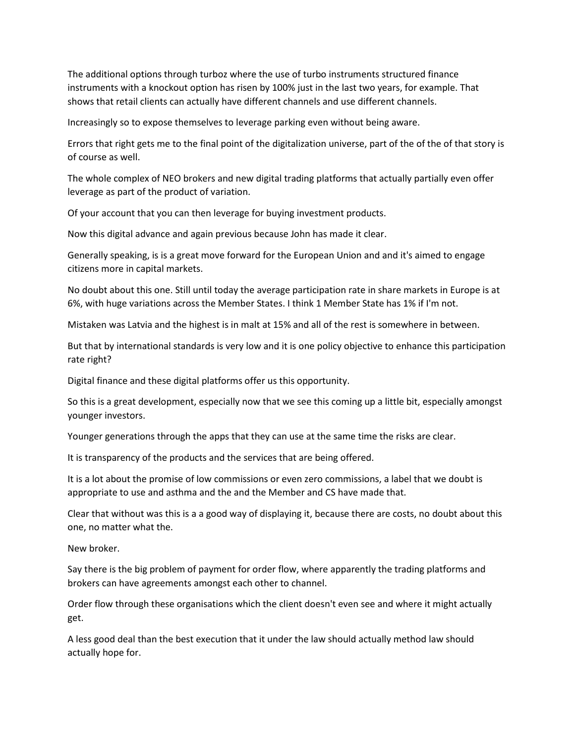The additional options through turboz where the use of turbo instruments structured finance instruments with a knockout option has risen by 100% just in the last two years, for example. That shows that retail clients can actually have different channels and use different channels.

Increasingly so to expose themselves to leverage parking even without being aware.

Errors that right gets me to the final point of the digitalization universe, part of the of the of that story is of course as well.

The whole complex of NEO brokers and new digital trading platforms that actually partially even offer leverage as part of the product of variation.

Of your account that you can then leverage for buying investment products.

Now this digital advance and again previous because John has made it clear.

Generally speaking, is is a great move forward for the European Union and and it's aimed to engage citizens more in capital markets.

No doubt about this one. Still until today the average participation rate in share markets in Europe is at 6%, with huge variations across the Member States. I think 1 Member State has 1% if I'm not.

Mistaken was Latvia and the highest is in malt at 15% and all of the rest is somewhere in between.

But that by international standards is very low and it is one policy objective to enhance this participation rate right?

Digital finance and these digital platforms offer us this opportunity.

So this is a great development, especially now that we see this coming up a little bit, especially amongst younger investors.

Younger generations through the apps that they can use at the same time the risks are clear.

It is transparency of the products and the services that are being offered.

It is a lot about the promise of low commissions or even zero commissions, a label that we doubt is appropriate to use and asthma and the and the Member and CS have made that.

Clear that without was this is a a good way of displaying it, because there are costs, no doubt about this one, no matter what the.

New broker.

Say there is the big problem of payment for order flow, where apparently the trading platforms and brokers can have agreements amongst each other to channel.

Order flow through these organisations which the client doesn't even see and where it might actually get.

A less good deal than the best execution that it under the law should actually method law should actually hope for.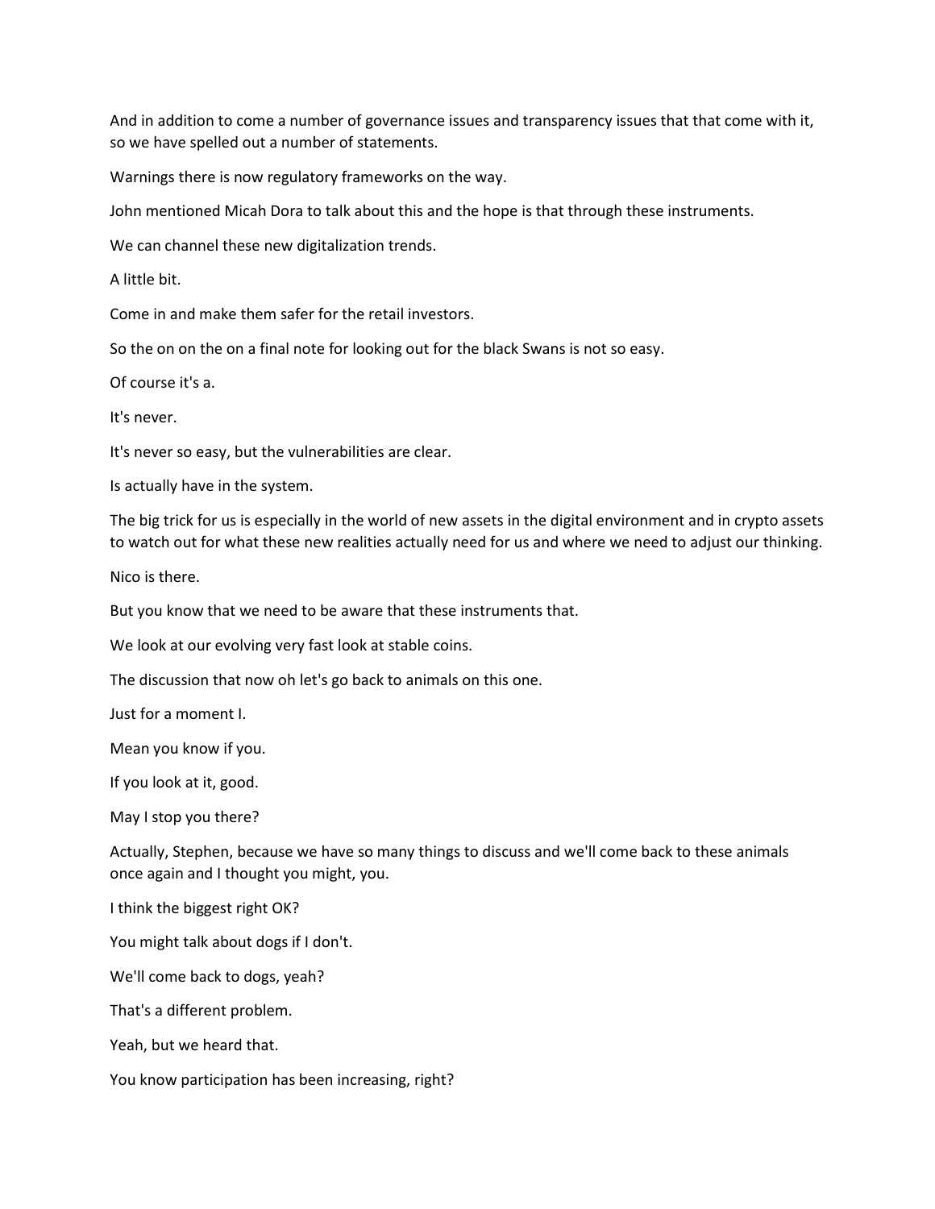And in addition to come a number of governance issues and transparency issues that that come with it, so we have spelled out a number of statements.

Warnings there is now regulatory frameworks on the way.

John mentioned Micah Dora to talk about this and the hope is that through these instruments.

We can channel these new digitalization trends.

A little bit.

Come in and make them safer for the retail investors.

So the on on the on a final note for looking out for the black Swans is not so easy.

Of course it's a.

It's never.

It's never so easy, but the vulnerabilities are clear.

Is actually have in the system.

The big trick for us is especially in the world of new assets in the digital environment and in crypto assets to watch out for what these new realities actually need for us and where we need to adjust our thinking.

Nico is there.

But you know that we need to be aware that these instruments that.

We look at our evolving very fast look at stable coins.

The discussion that now oh let's go back to animals on this one.

Just for a moment I.

Mean you know if you.

If you look at it, good.

May I stop you there?

Actually, Stephen, because we have so many things to discuss and we'll come back to these animals once again and I thought you might, you.

I think the biggest right OK?

You might talk about dogs if I don't.

We'll come back to dogs, yeah?

That's a different problem.

Yeah, but we heard that.

You know participation has been increasing, right?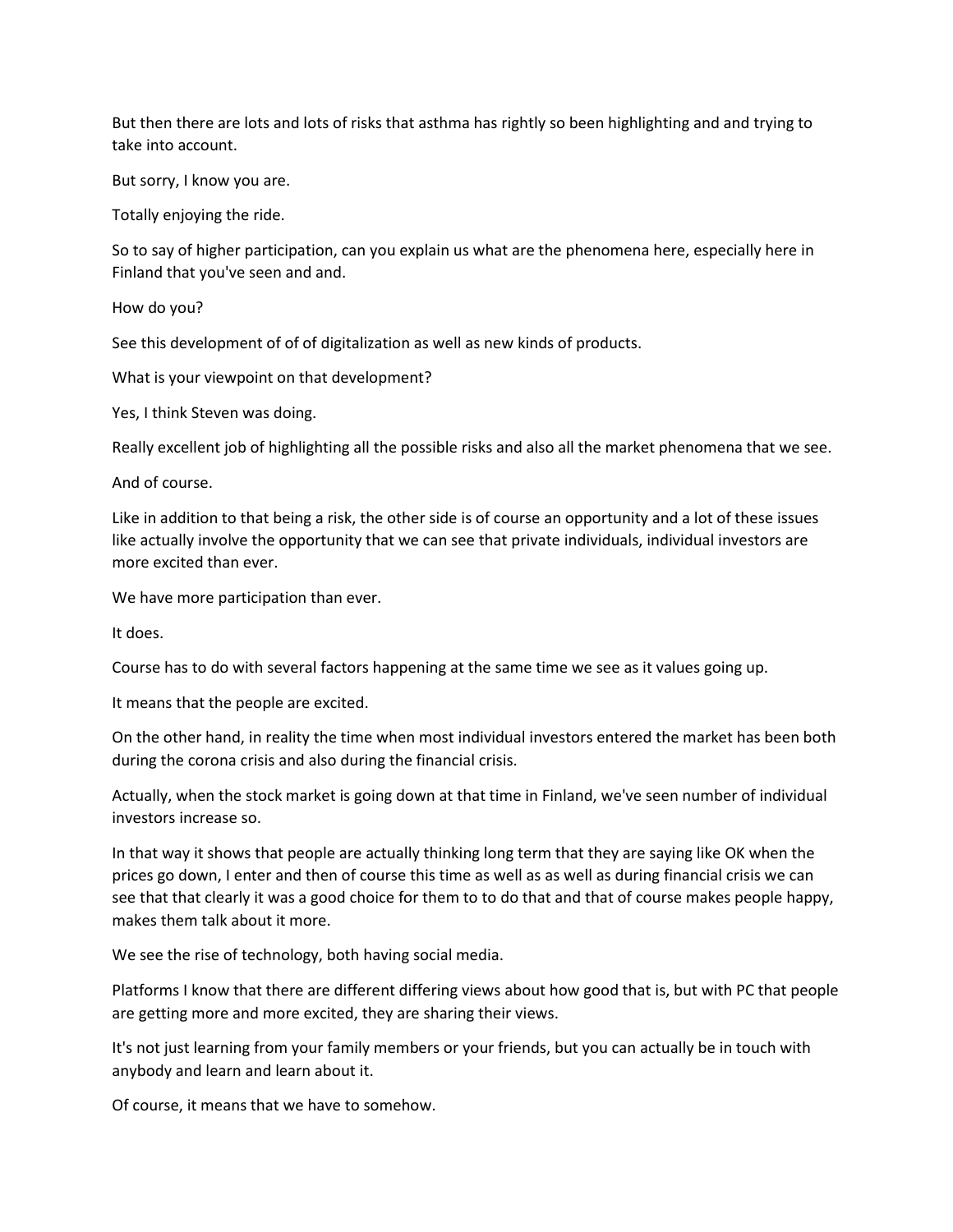But then there are lots and lots of risks that asthma has rightly so been highlighting and and trying to take into account.

But sorry, I know you are.

Totally enjoying the ride.

So to say of higher participation, can you explain us what are the phenomena here, especially here in Finland that you've seen and and.

How do you?

See this development of of of digitalization as well as new kinds of products.

What is your viewpoint on that development?

Yes, I think Steven was doing.

Really excellent job of highlighting all the possible risks and also all the market phenomena that we see.

And of course.

Like in addition to that being a risk, the other side is of course an opportunity and a lot of these issues like actually involve the opportunity that we can see that private individuals, individual investors are more excited than ever.

We have more participation than ever.

It does.

Course has to do with several factors happening at the same time we see as it values going up.

It means that the people are excited.

On the other hand, in reality the time when most individual investors entered the market has been both during the corona crisis and also during the financial crisis.

Actually, when the stock market is going down at that time in Finland, we've seen number of individual investors increase so.

In that way it shows that people are actually thinking long term that they are saying like OK when the prices go down, I enter and then of course this time as well as as well as during financial crisis we can see that that clearly it was a good choice for them to to do that and that of course makes people happy, makes them talk about it more.

We see the rise of technology, both having social media.

Platforms I know that there are different differing views about how good that is, but with PC that people are getting more and more excited, they are sharing their views.

It's not just learning from your family members or your friends, but you can actually be in touch with anybody and learn and learn about it.

Of course, it means that we have to somehow.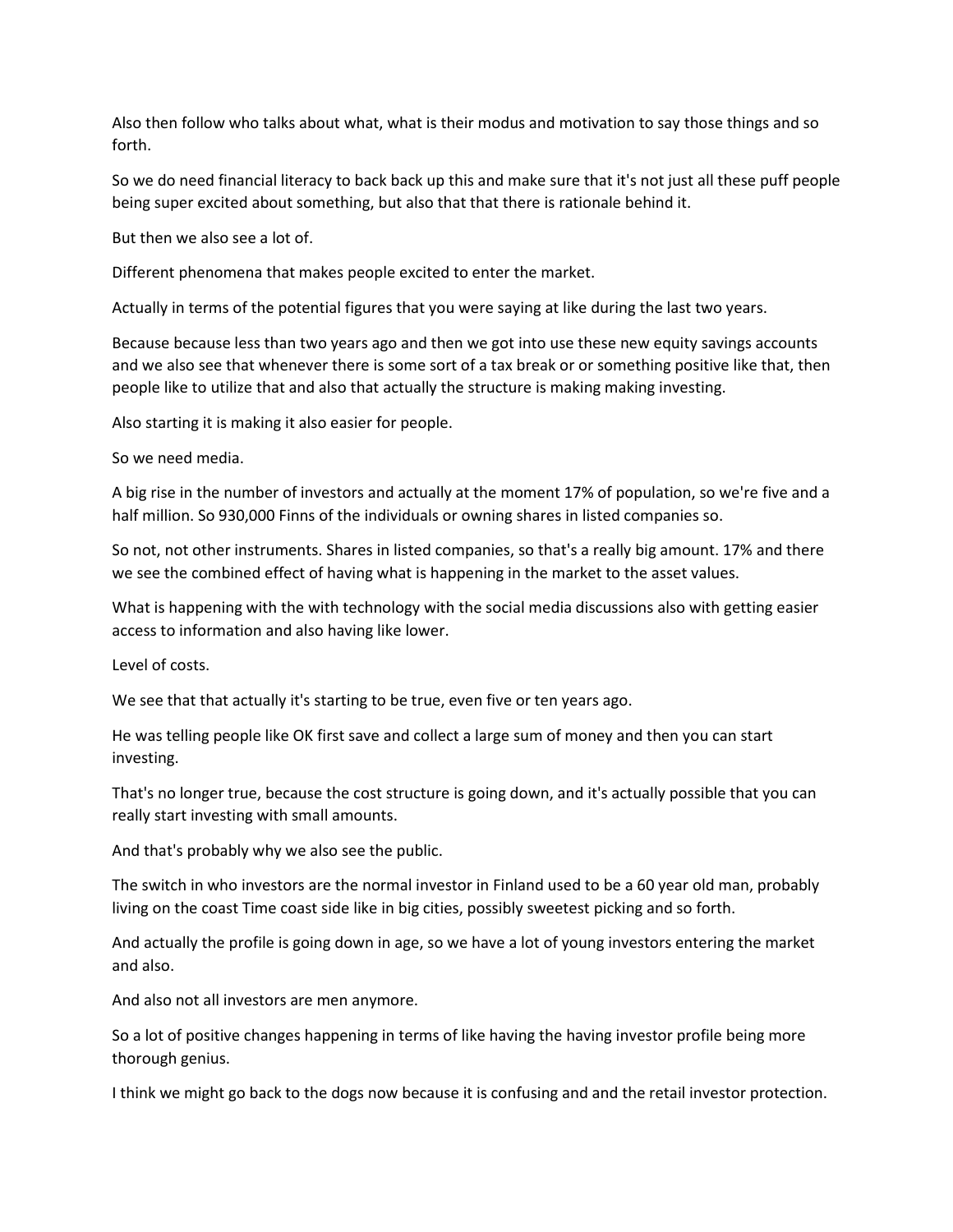Also then follow who talks about what, what is their modus and motivation to say those things and so forth.

So we do need financial literacy to back back up this and make sure that it's not just all these puff people being super excited about something, but also that that there is rationale behind it.

But then we also see a lot of.

Different phenomena that makes people excited to enter the market.

Actually in terms of the potential figures that you were saying at like during the last two years.

Because because less than two years ago and then we got into use these new equity savings accounts and we also see that whenever there is some sort of a tax break or or something positive like that, then people like to utilize that and also that actually the structure is making making investing.

Also starting it is making it also easier for people.

So we need media.

A big rise in the number of investors and actually at the moment 17% of population, so we're five and a half million. So 930,000 Finns of the individuals or owning shares in listed companies so.

So not, not other instruments. Shares in listed companies, so that's a really big amount. 17% and there we see the combined effect of having what is happening in the market to the asset values.

What is happening with the with technology with the social media discussions also with getting easier access to information and also having like lower.

Level of costs.

We see that that actually it's starting to be true, even five or ten years ago.

He was telling people like OK first save and collect a large sum of money and then you can start investing.

That's no longer true, because the cost structure is going down, and it's actually possible that you can really start investing with small amounts.

And that's probably why we also see the public.

The switch in who investors are the normal investor in Finland used to be a 60 year old man, probably living on the coast Time coast side like in big cities, possibly sweetest picking and so forth.

And actually the profile is going down in age, so we have a lot of young investors entering the market and also.

And also not all investors are men anymore.

So a lot of positive changes happening in terms of like having the having investor profile being more thorough genius.

I think we might go back to the dogs now because it is confusing and and the retail investor protection.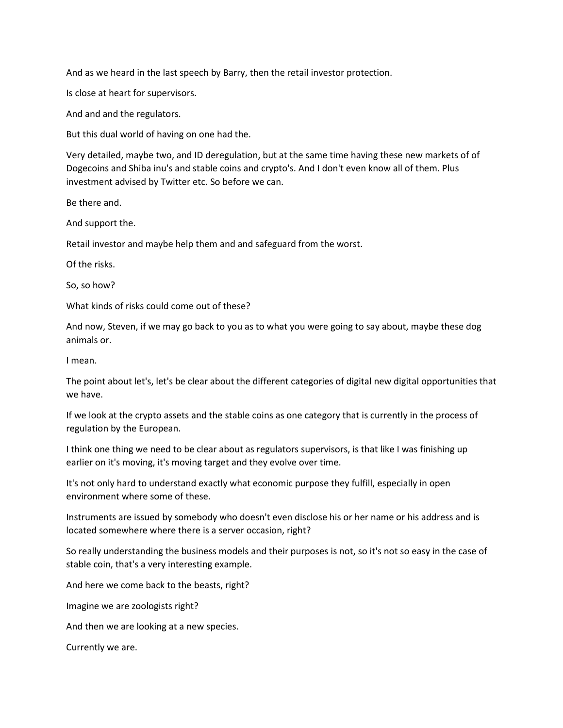And as we heard in the last speech by Barry, then the retail investor protection.

Is close at heart for supervisors.

And and and the regulators.

But this dual world of having on one had the.

Very detailed, maybe two, and ID deregulation, but at the same time having these new markets of of Dogecoins and Shiba inu's and stable coins and crypto's. And I don't even know all of them. Plus investment advised by Twitter etc. So before we can.

Be there and.

And support the.

Retail investor and maybe help them and and safeguard from the worst.

Of the risks.

So, so how?

What kinds of risks could come out of these?

And now, Steven, if we may go back to you as to what you were going to say about, maybe these dog animals or.

I mean.

The point about let's, let's be clear about the different categories of digital new digital opportunities that we have.

If we look at the crypto assets and the stable coins as one category that is currently in the process of regulation by the European.

I think one thing we need to be clear about as regulators supervisors, is that like I was finishing up earlier on it's moving, it's moving target and they evolve over time.

It's not only hard to understand exactly what economic purpose they fulfill, especially in open environment where some of these.

Instruments are issued by somebody who doesn't even disclose his or her name or his address and is located somewhere where there is a server occasion, right?

So really understanding the business models and their purposes is not, so it's not so easy in the case of stable coin, that's a very interesting example.

And here we come back to the beasts, right?

Imagine we are zoologists right?

And then we are looking at a new species.

Currently we are.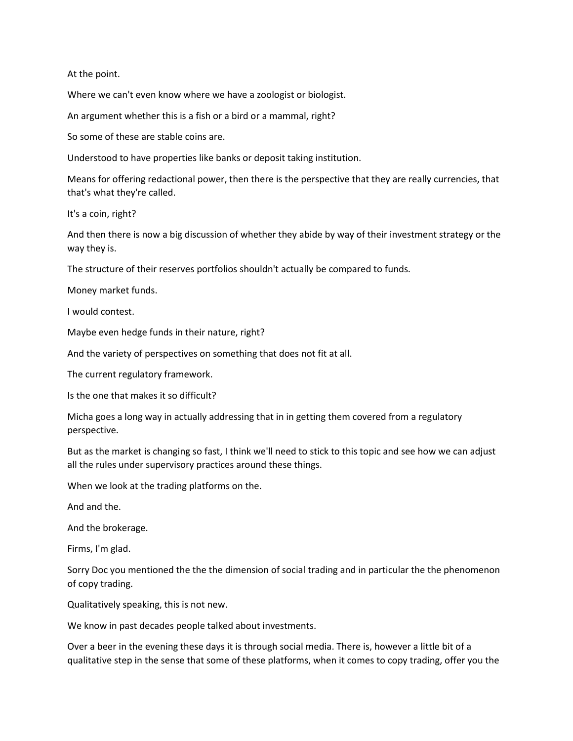At the point.

Where we can't even know where we have a zoologist or biologist.

An argument whether this is a fish or a bird or a mammal, right?

So some of these are stable coins are.

Understood to have properties like banks or deposit taking institution.

Means for offering redactional power, then there is the perspective that they are really currencies, that that's what they're called.

It's a coin, right?

And then there is now a big discussion of whether they abide by way of their investment strategy or the way they is.

The structure of their reserves portfolios shouldn't actually be compared to funds.

Money market funds.

I would contest.

Maybe even hedge funds in their nature, right?

And the variety of perspectives on something that does not fit at all.

The current regulatory framework.

Is the one that makes it so difficult?

Micha goes a long way in actually addressing that in in getting them covered from a regulatory perspective.

But as the market is changing so fast, I think we'll need to stick to this topic and see how we can adjust all the rules under supervisory practices around these things.

When we look at the trading platforms on the.

And and the.

And the brokerage.

Firms, I'm glad.

Sorry Doc you mentioned the the the dimension of social trading and in particular the the phenomenon of copy trading.

Qualitatively speaking, this is not new.

We know in past decades people talked about investments.

Over a beer in the evening these days it is through social media. There is, however a little bit of a qualitative step in the sense that some of these platforms, when it comes to copy trading, offer you the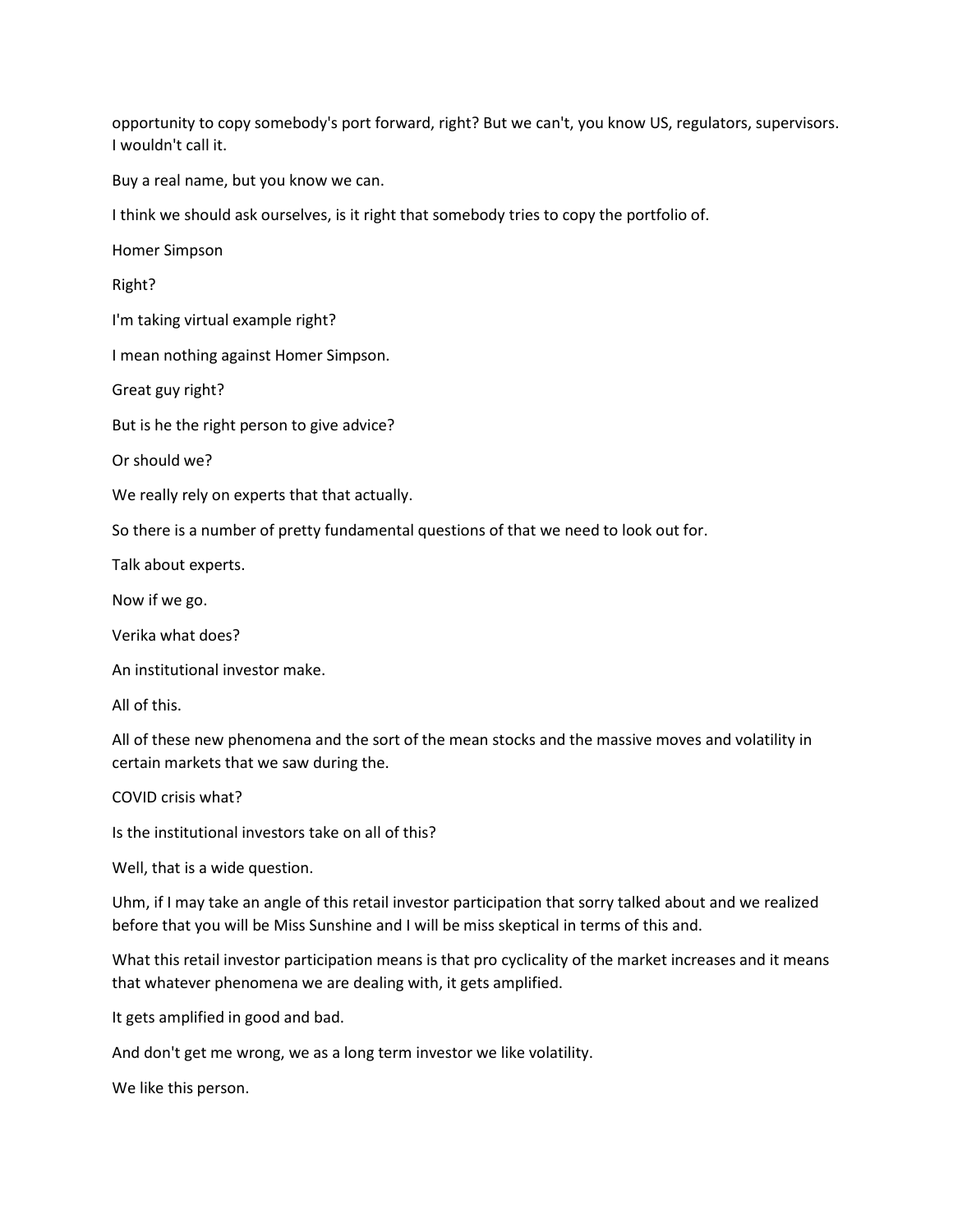opportunity to copy somebody's port forward, right? But we can't, you know US, regulators, supervisors. I wouldn't call it.

Buy a real name, but you know we can.

I think we should ask ourselves, is it right that somebody tries to copy the portfolio of.

Homer Simpson

Right?

I'm taking virtual example right?

I mean nothing against Homer Simpson.

Great guy right?

But is he the right person to give advice?

Or should we?

We really rely on experts that that actually.

So there is a number of pretty fundamental questions of that we need to look out for.

Talk about experts.

Now if we go.

Verika what does?

An institutional investor make.

All of this.

All of these new phenomena and the sort of the mean stocks and the massive moves and volatility in certain markets that we saw during the.

COVID crisis what?

Is the institutional investors take on all of this?

Well, that is a wide question.

Uhm, if I may take an angle of this retail investor participation that sorry talked about and we realized before that you will be Miss Sunshine and I will be miss skeptical in terms of this and.

What this retail investor participation means is that pro cyclicality of the market increases and it means that whatever phenomena we are dealing with, it gets amplified.

It gets amplified in good and bad.

And don't get me wrong, we as a long term investor we like volatility.

We like this person.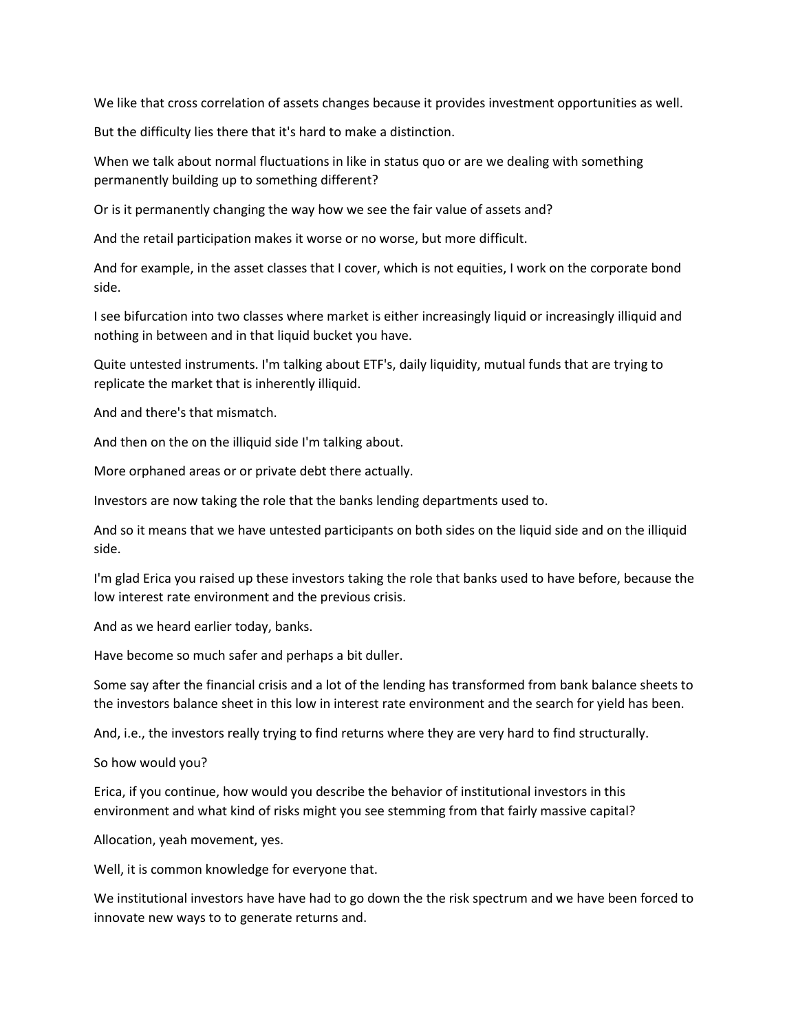We like that cross correlation of assets changes because it provides investment opportunities as well.

But the difficulty lies there that it's hard to make a distinction.

When we talk about normal fluctuations in like in status quo or are we dealing with something permanently building up to something different?

Or is it permanently changing the way how we see the fair value of assets and?

And the retail participation makes it worse or no worse, but more difficult.

And for example, in the asset classes that I cover, which is not equities, I work on the corporate bond side.

I see bifurcation into two classes where market is either increasingly liquid or increasingly illiquid and nothing in between and in that liquid bucket you have.

Quite untested instruments. I'm talking about ETF's, daily liquidity, mutual funds that are trying to replicate the market that is inherently illiquid.

And and there's that mismatch.

And then on the on the illiquid side I'm talking about.

More orphaned areas or or private debt there actually.

Investors are now taking the role that the banks lending departments used to.

And so it means that we have untested participants on both sides on the liquid side and on the illiquid side.

I'm glad Erica you raised up these investors taking the role that banks used to have before, because the low interest rate environment and the previous crisis.

And as we heard earlier today, banks.

Have become so much safer and perhaps a bit duller.

Some say after the financial crisis and a lot of the lending has transformed from bank balance sheets to the investors balance sheet in this low in interest rate environment and the search for yield has been.

And, i.e., the investors really trying to find returns where they are very hard to find structurally.

So how would you?

Erica, if you continue, how would you describe the behavior of institutional investors in this environment and what kind of risks might you see stemming from that fairly massive capital?

Allocation, yeah movement, yes.

Well, it is common knowledge for everyone that.

We institutional investors have have had to go down the the risk spectrum and we have been forced to innovate new ways to to generate returns and.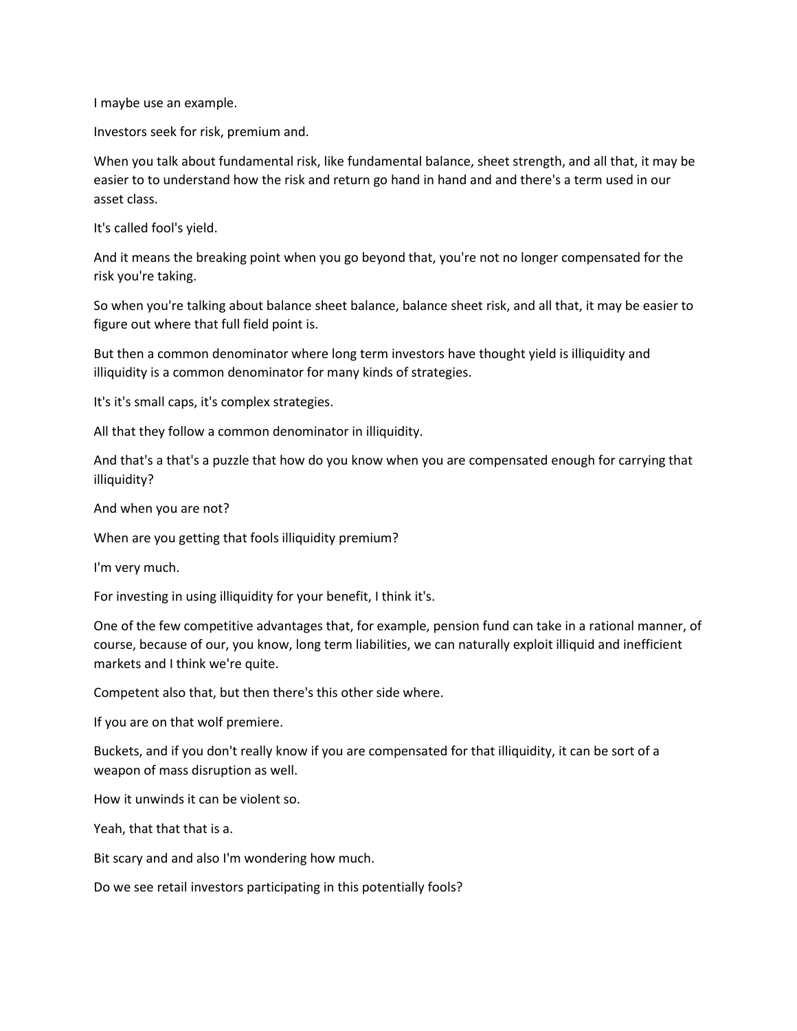I maybe use an example.

Investors seek for risk, premium and.

When you talk about fundamental risk, like fundamental balance, sheet strength, and all that, it may be easier to to understand how the risk and return go hand in hand and and there's a term used in our asset class.

It's called fool's yield.

And it means the breaking point when you go beyond that, you're not no longer compensated for the risk you're taking.

So when you're talking about balance sheet balance, balance sheet risk, and all that, it may be easier to figure out where that full field point is.

But then a common denominator where long term investors have thought yield is illiquidity and illiquidity is a common denominator for many kinds of strategies.

It's it's small caps, it's complex strategies.

All that they follow a common denominator in illiquidity.

And that's a that's a puzzle that how do you know when you are compensated enough for carrying that illiquidity?

And when you are not?

When are you getting that fools illiquidity premium?

I'm very much.

For investing in using illiquidity for your benefit, I think it's.

One of the few competitive advantages that, for example, pension fund can take in a rational manner, of course, because of our, you know, long term liabilities, we can naturally exploit illiquid and inefficient markets and I think we're quite.

Competent also that, but then there's this other side where.

If you are on that wolf premiere.

Buckets, and if you don't really know if you are compensated for that illiquidity, it can be sort of a weapon of mass disruption as well.

How it unwinds it can be violent so.

Yeah, that that that is a.

Bit scary and and also I'm wondering how much.

Do we see retail investors participating in this potentially fools?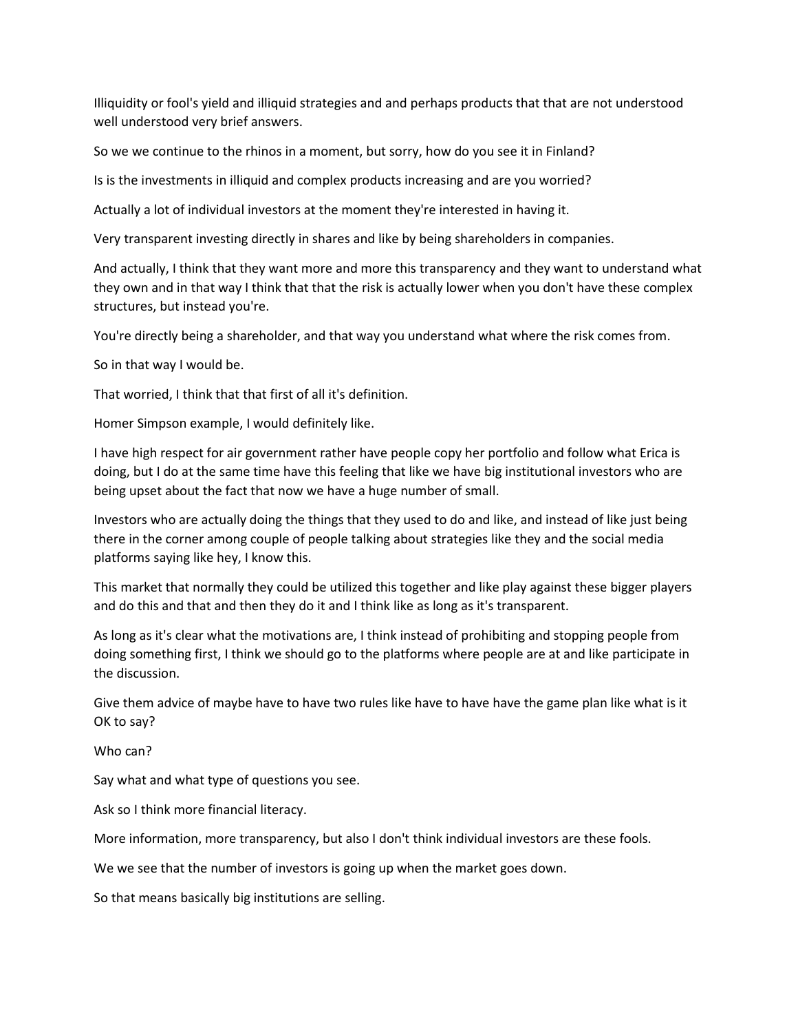Illiquidity or fool's yield and illiquid strategies and and perhaps products that that are not understood well understood very brief answers.

So we we continue to the rhinos in a moment, but sorry, how do you see it in Finland?

Is is the investments in illiquid and complex products increasing and are you worried?

Actually a lot of individual investors at the moment they're interested in having it.

Very transparent investing directly in shares and like by being shareholders in companies.

And actually, I think that they want more and more this transparency and they want to understand what they own and in that way I think that that the risk is actually lower when you don't have these complex structures, but instead you're.

You're directly being a shareholder, and that way you understand what where the risk comes from.

So in that way I would be.

That worried, I think that that first of all it's definition.

Homer Simpson example, I would definitely like.

I have high respect for air government rather have people copy her portfolio and follow what Erica is doing, but I do at the same time have this feeling that like we have big institutional investors who are being upset about the fact that now we have a huge number of small.

Investors who are actually doing the things that they used to do and like, and instead of like just being there in the corner among couple of people talking about strategies like they and the social media platforms saying like hey, I know this.

This market that normally they could be utilized this together and like play against these bigger players and do this and that and then they do it and I think like as long as it's transparent.

As long as it's clear what the motivations are, I think instead of prohibiting and stopping people from doing something first, I think we should go to the platforms where people are at and like participate in the discussion.

Give them advice of maybe have to have two rules like have to have have the game plan like what is it OK to say?

Who can?

Say what and what type of questions you see.

Ask so I think more financial literacy.

More information, more transparency, but also I don't think individual investors are these fools.

We we see that the number of investors is going up when the market goes down.

So that means basically big institutions are selling.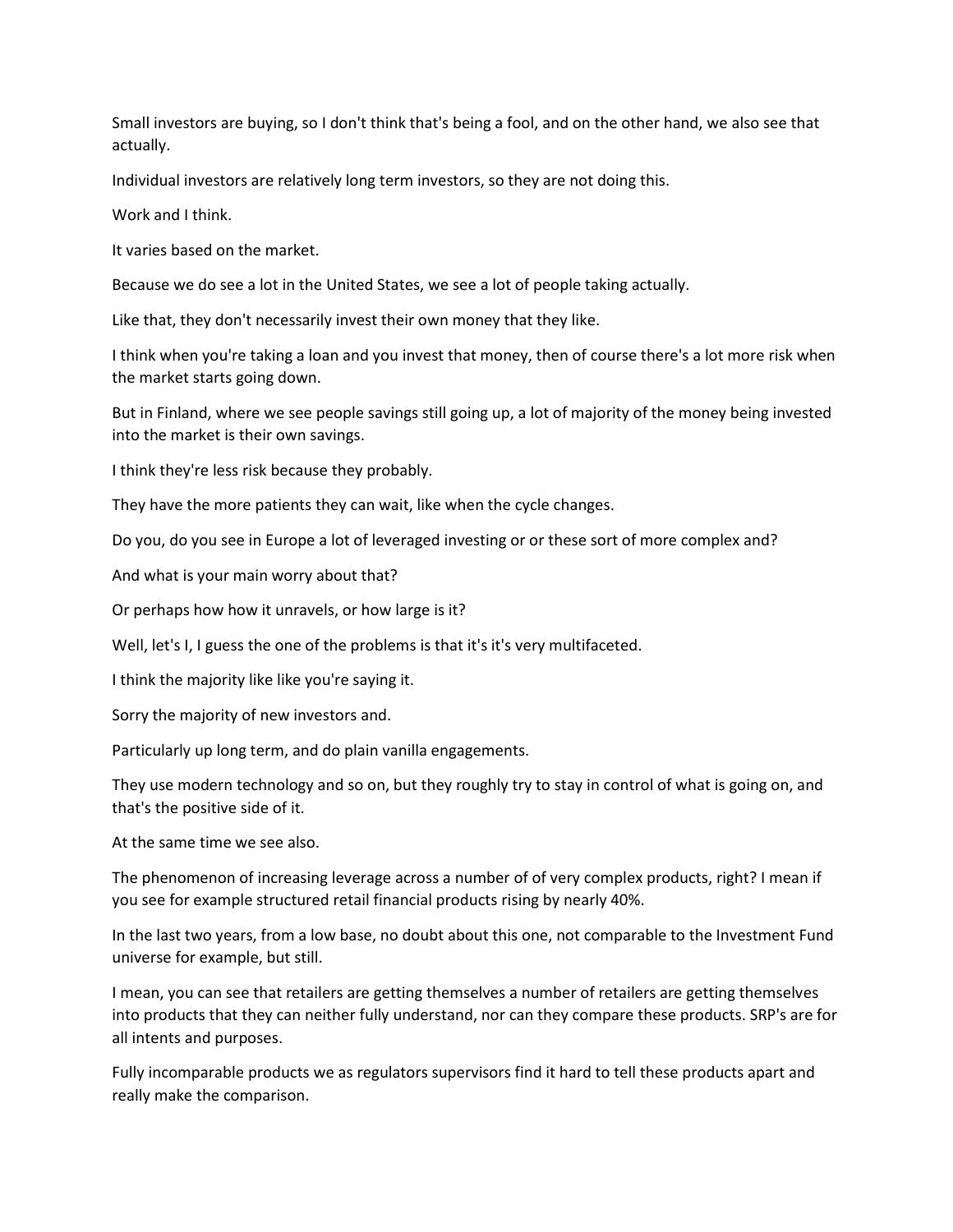Small investors are buying, so I don't think that's being a fool, and on the other hand, we also see that actually.

Individual investors are relatively long term investors, so they are not doing this.

Work and I think.

It varies based on the market.

Because we do see a lot in the United States, we see a lot of people taking actually.

Like that, they don't necessarily invest their own money that they like.

I think when you're taking a loan and you invest that money, then of course there's a lot more risk when the market starts going down.

But in Finland, where we see people savings still going up, a lot of majority of the money being invested into the market is their own savings.

I think they're less risk because they probably.

They have the more patients they can wait, like when the cycle changes.

Do you, do you see in Europe a lot of leveraged investing or or these sort of more complex and?

And what is your main worry about that?

Or perhaps how how it unravels, or how large is it?

Well, let's I, I guess the one of the problems is that it's it's very multifaceted.

I think the majority like like you're saying it.

Sorry the majority of new investors and.

Particularly up long term, and do plain vanilla engagements.

They use modern technology and so on, but they roughly try to stay in control of what is going on, and that's the positive side of it.

At the same time we see also.

The phenomenon of increasing leverage across a number of of very complex products, right? I mean if you see for example structured retail financial products rising by nearly 40%.

In the last two years, from a low base, no doubt about this one, not comparable to the Investment Fund universe for example, but still.

I mean, you can see that retailers are getting themselves a number of retailers are getting themselves into products that they can neither fully understand, nor can they compare these products. SRP's are for all intents and purposes.

Fully incomparable products we as regulators supervisors find it hard to tell these products apart and really make the comparison.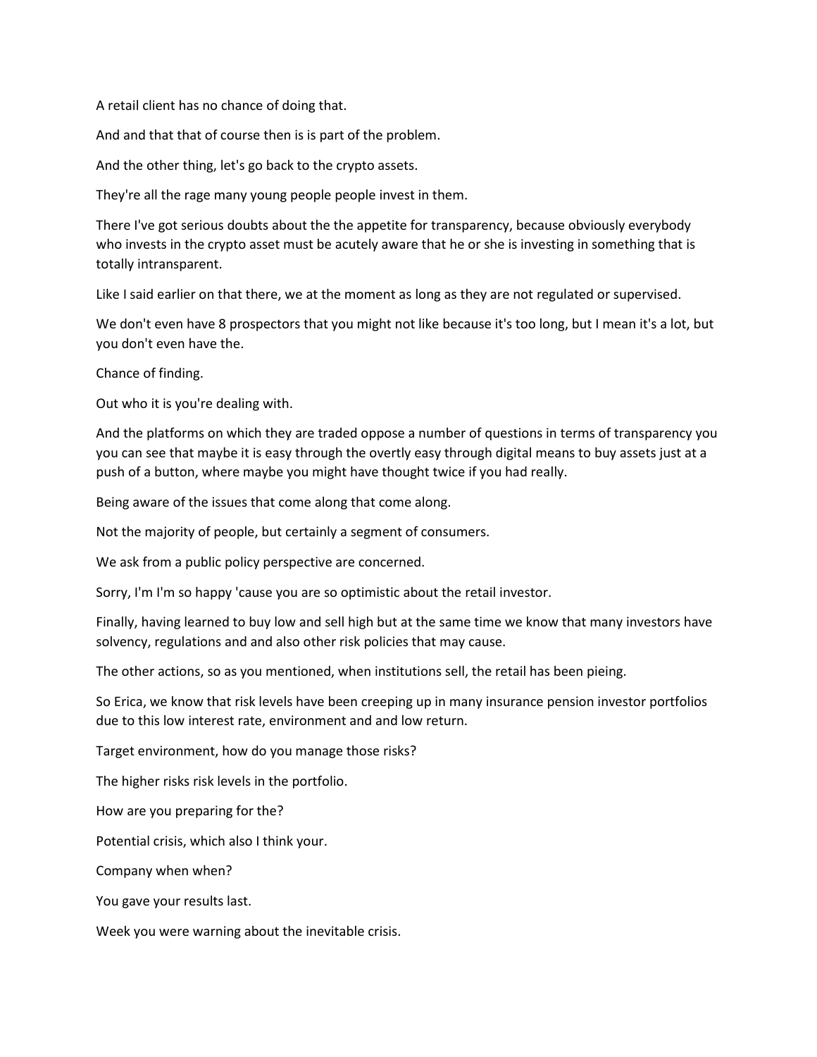A retail client has no chance of doing that.

And and that that of course then is is part of the problem.

And the other thing, let's go back to the crypto assets.

They're all the rage many young people people invest in them.

There I've got serious doubts about the the appetite for transparency, because obviously everybody who invests in the crypto asset must be acutely aware that he or she is investing in something that is totally intransparent.

Like I said earlier on that there, we at the moment as long as they are not regulated or supervised.

We don't even have 8 prospectors that you might not like because it's too long, but I mean it's a lot, but you don't even have the.

Chance of finding.

Out who it is you're dealing with.

And the platforms on which they are traded oppose a number of questions in terms of transparency you you can see that maybe it is easy through the overtly easy through digital means to buy assets just at a push of a button, where maybe you might have thought twice if you had really.

Being aware of the issues that come along that come along.

Not the majority of people, but certainly a segment of consumers.

We ask from a public policy perspective are concerned.

Sorry, I'm I'm so happy 'cause you are so optimistic about the retail investor.

Finally, having learned to buy low and sell high but at the same time we know that many investors have solvency, regulations and and also other risk policies that may cause.

The other actions, so as you mentioned, when institutions sell, the retail has been pieing.

So Erica, we know that risk levels have been creeping up in many insurance pension investor portfolios due to this low interest rate, environment and and low return.

Target environment, how do you manage those risks?

The higher risks risk levels in the portfolio.

How are you preparing for the?

Potential crisis, which also I think your.

Company when when?

You gave your results last.

Week you were warning about the inevitable crisis.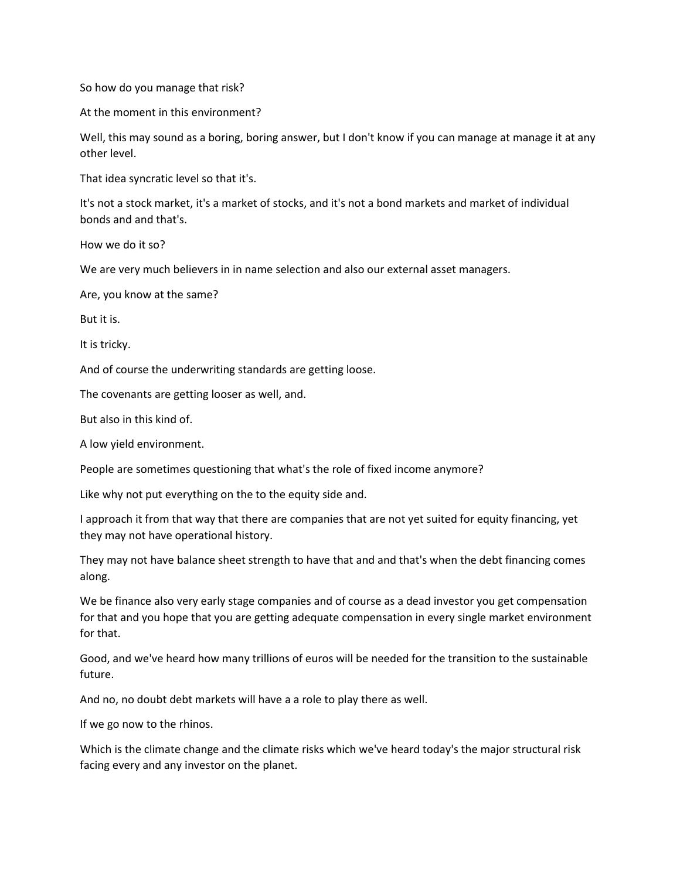So how do you manage that risk?

At the moment in this environment?

Well, this may sound as a boring, boring answer, but I don't know if you can manage at manage it at any other level.

That idea syncratic level so that it's.

It's not a stock market, it's a market of stocks, and it's not a bond markets and market of individual bonds and and that's.

How we do it so?

We are very much believers in in name selection and also our external asset managers.

Are, you know at the same?

But it is.

It is tricky.

And of course the underwriting standards are getting loose.

The covenants are getting looser as well, and.

But also in this kind of.

A low yield environment.

People are sometimes questioning that what's the role of fixed income anymore?

Like why not put everything on the to the equity side and.

I approach it from that way that there are companies that are not yet suited for equity financing, yet they may not have operational history.

They may not have balance sheet strength to have that and and that's when the debt financing comes along.

We be finance also very early stage companies and of course as a dead investor you get compensation for that and you hope that you are getting adequate compensation in every single market environment for that.

Good, and we've heard how many trillions of euros will be needed for the transition to the sustainable future.

And no, no doubt debt markets will have a a role to play there as well.

If we go now to the rhinos.

Which is the climate change and the climate risks which we've heard today's the major structural risk facing every and any investor on the planet.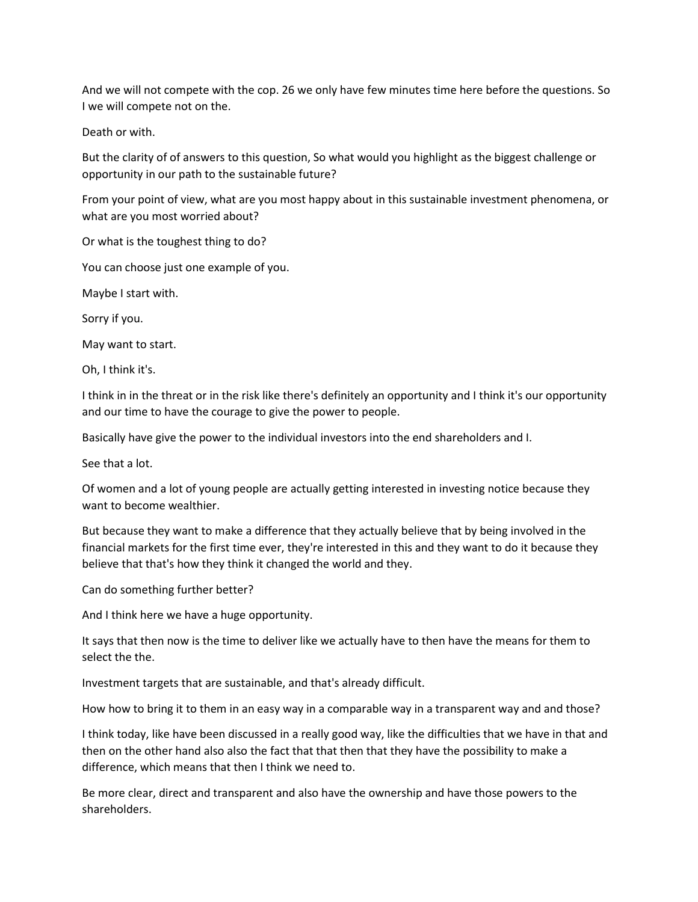And we will not compete with the cop. 26 we only have few minutes time here before the questions. So I we will compete not on the.

Death or with.

But the clarity of of answers to this question, So what would you highlight as the biggest challenge or opportunity in our path to the sustainable future?

From your point of view, what are you most happy about in this sustainable investment phenomena, or what are you most worried about?

Or what is the toughest thing to do?

You can choose just one example of you.

Maybe I start with.

Sorry if you.

May want to start.

Oh, I think it's.

I think in in the threat or in the risk like there's definitely an opportunity and I think it's our opportunity and our time to have the courage to give the power to people.

Basically have give the power to the individual investors into the end shareholders and I.

See that a lot.

Of women and a lot of young people are actually getting interested in investing notice because they want to become wealthier.

But because they want to make a difference that they actually believe that by being involved in the financial markets for the first time ever, they're interested in this and they want to do it because they believe that that's how they think it changed the world and they.

Can do something further better?

And I think here we have a huge opportunity.

It says that then now is the time to deliver like we actually have to then have the means for them to select the the.

Investment targets that are sustainable, and that's already difficult.

How how to bring it to them in an easy way in a comparable way in a transparent way and and those?

I think today, like have been discussed in a really good way, like the difficulties that we have in that and then on the other hand also also the fact that that then that they have the possibility to make a difference, which means that then I think we need to.

Be more clear, direct and transparent and also have the ownership and have those powers to the shareholders.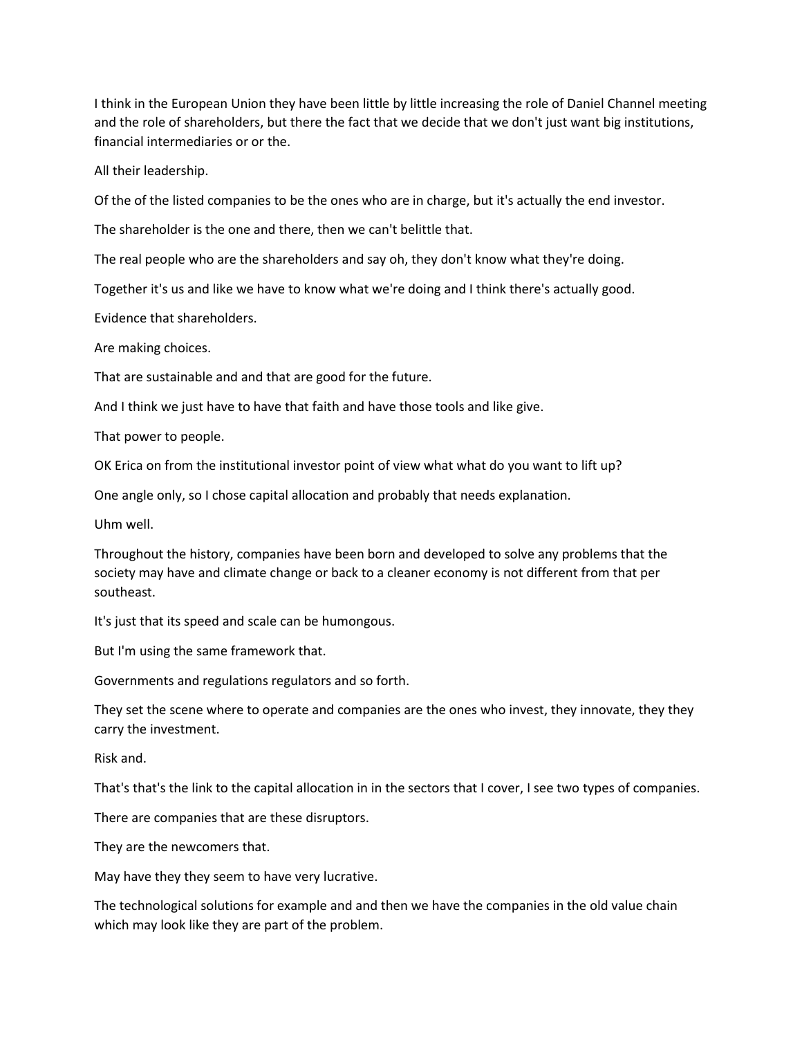I think in the European Union they have been little by little increasing the role of Daniel Channel meeting and the role of shareholders, but there the fact that we decide that we don't just want big institutions, financial intermediaries or or the.

All their leadership.

Of the of the listed companies to be the ones who are in charge, but it's actually the end investor.

The shareholder is the one and there, then we can't belittle that.

The real people who are the shareholders and say oh, they don't know what they're doing.

Together it's us and like we have to know what we're doing and I think there's actually good.

Evidence that shareholders.

Are making choices.

That are sustainable and and that are good for the future.

And I think we just have to have that faith and have those tools and like give.

That power to people.

OK Erica on from the institutional investor point of view what what do you want to lift up?

One angle only, so I chose capital allocation and probably that needs explanation.

Uhm well.

Throughout the history, companies have been born and developed to solve any problems that the society may have and climate change or back to a cleaner economy is not different from that per southeast.

It's just that its speed and scale can be humongous.

But I'm using the same framework that.

Governments and regulations regulators and so forth.

They set the scene where to operate and companies are the ones who invest, they innovate, they they carry the investment.

Risk and.

That's that's the link to the capital allocation in in the sectors that I cover, I see two types of companies.

There are companies that are these disruptors.

They are the newcomers that.

May have they they seem to have very lucrative.

The technological solutions for example and and then we have the companies in the old value chain which may look like they are part of the problem.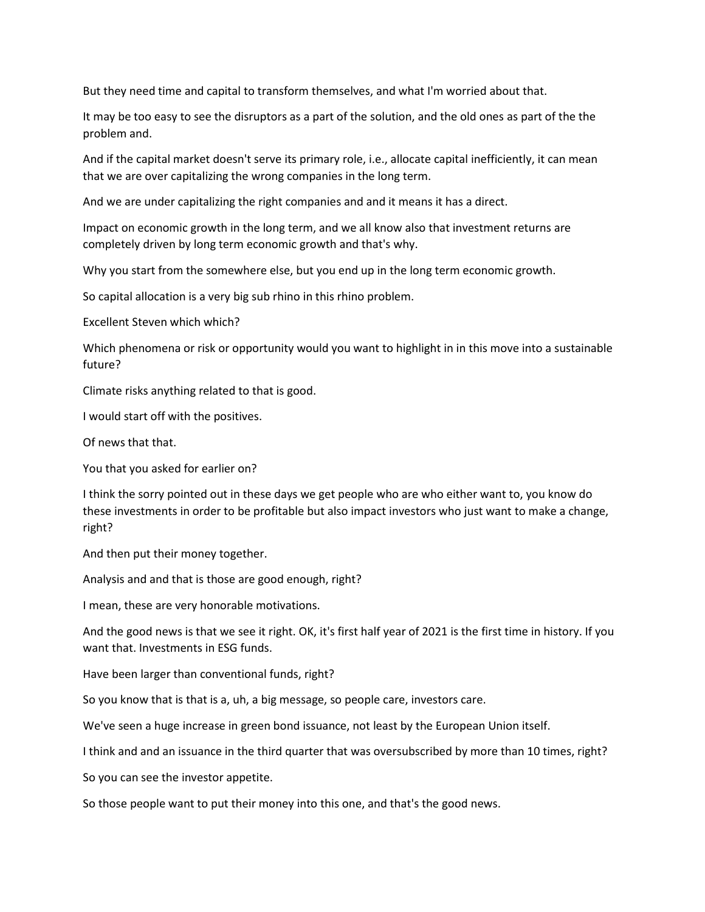But they need time and capital to transform themselves, and what I'm worried about that.

It may be too easy to see the disruptors as a part of the solution, and the old ones as part of the the problem and.

And if the capital market doesn't serve its primary role, i.e., allocate capital inefficiently, it can mean that we are over capitalizing the wrong companies in the long term.

And we are under capitalizing the right companies and and it means it has a direct.

Impact on economic growth in the long term, and we all know also that investment returns are completely driven by long term economic growth and that's why.

Why you start from the somewhere else, but you end up in the long term economic growth.

So capital allocation is a very big sub rhino in this rhino problem.

Excellent Steven which which?

Which phenomena or risk or opportunity would you want to highlight in in this move into a sustainable future?

Climate risks anything related to that is good.

I would start off with the positives.

Of news that that.

You that you asked for earlier on?

I think the sorry pointed out in these days we get people who are who either want to, you know do these investments in order to be profitable but also impact investors who just want to make a change, right?

And then put their money together.

Analysis and and that is those are good enough, right?

I mean, these are very honorable motivations.

And the good news is that we see it right. OK, it's first half year of 2021 is the first time in history. If you want that. Investments in ESG funds.

Have been larger than conventional funds, right?

So you know that is that is a, uh, a big message, so people care, investors care.

We've seen a huge increase in green bond issuance, not least by the European Union itself.

I think and and an issuance in the third quarter that was oversubscribed by more than 10 times, right?

So you can see the investor appetite.

So those people want to put their money into this one, and that's the good news.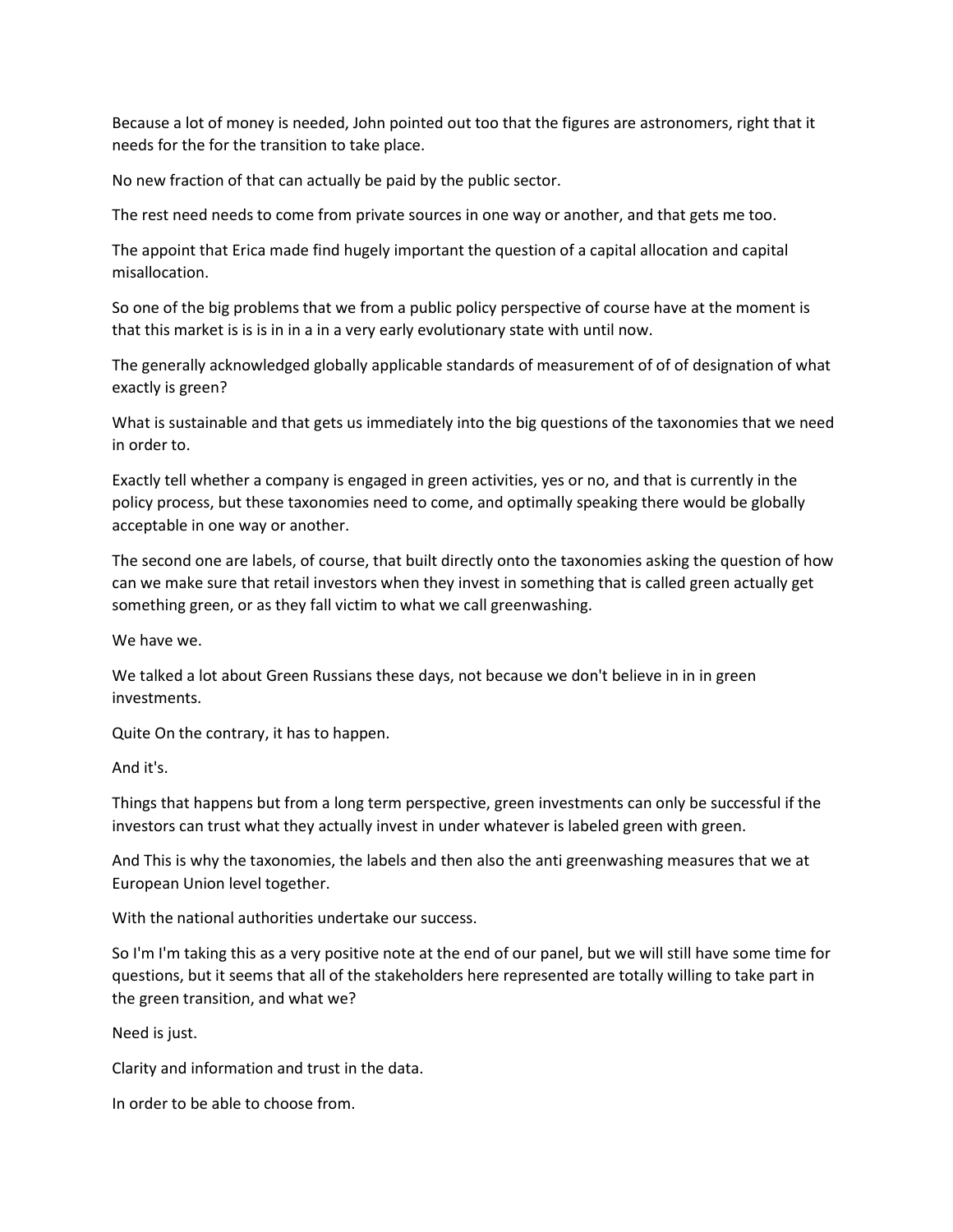Because a lot of money is needed, John pointed out too that the figures are astronomers, right that it needs for the for the transition to take place.

No new fraction of that can actually be paid by the public sector.

The rest need needs to come from private sources in one way or another, and that gets me too.

The appoint that Erica made find hugely important the question of a capital allocation and capital misallocation.

So one of the big problems that we from a public policy perspective of course have at the moment is that this market is is is in in a in a very early evolutionary state with until now.

The generally acknowledged globally applicable standards of measurement of of of designation of what exactly is green?

What is sustainable and that gets us immediately into the big questions of the taxonomies that we need in order to.

Exactly tell whether a company is engaged in green activities, yes or no, and that is currently in the policy process, but these taxonomies need to come, and optimally speaking there would be globally acceptable in one way or another.

The second one are labels, of course, that built directly onto the taxonomies asking the question of how can we make sure that retail investors when they invest in something that is called green actually get something green, or as they fall victim to what we call greenwashing.

We have we.

We talked a lot about Green Russians these days, not because we don't believe in in in green investments.

Quite On the contrary, it has to happen.

And it's.

Things that happens but from a long term perspective, green investments can only be successful if the investors can trust what they actually invest in under whatever is labeled green with green.

And This is why the taxonomies, the labels and then also the anti greenwashing measures that we at European Union level together.

With the national authorities undertake our success.

So I'm I'm taking this as a very positive note at the end of our panel, but we will still have some time for questions, but it seems that all of the stakeholders here represented are totally willing to take part in the green transition, and what we?

Need is just.

Clarity and information and trust in the data.

In order to be able to choose from.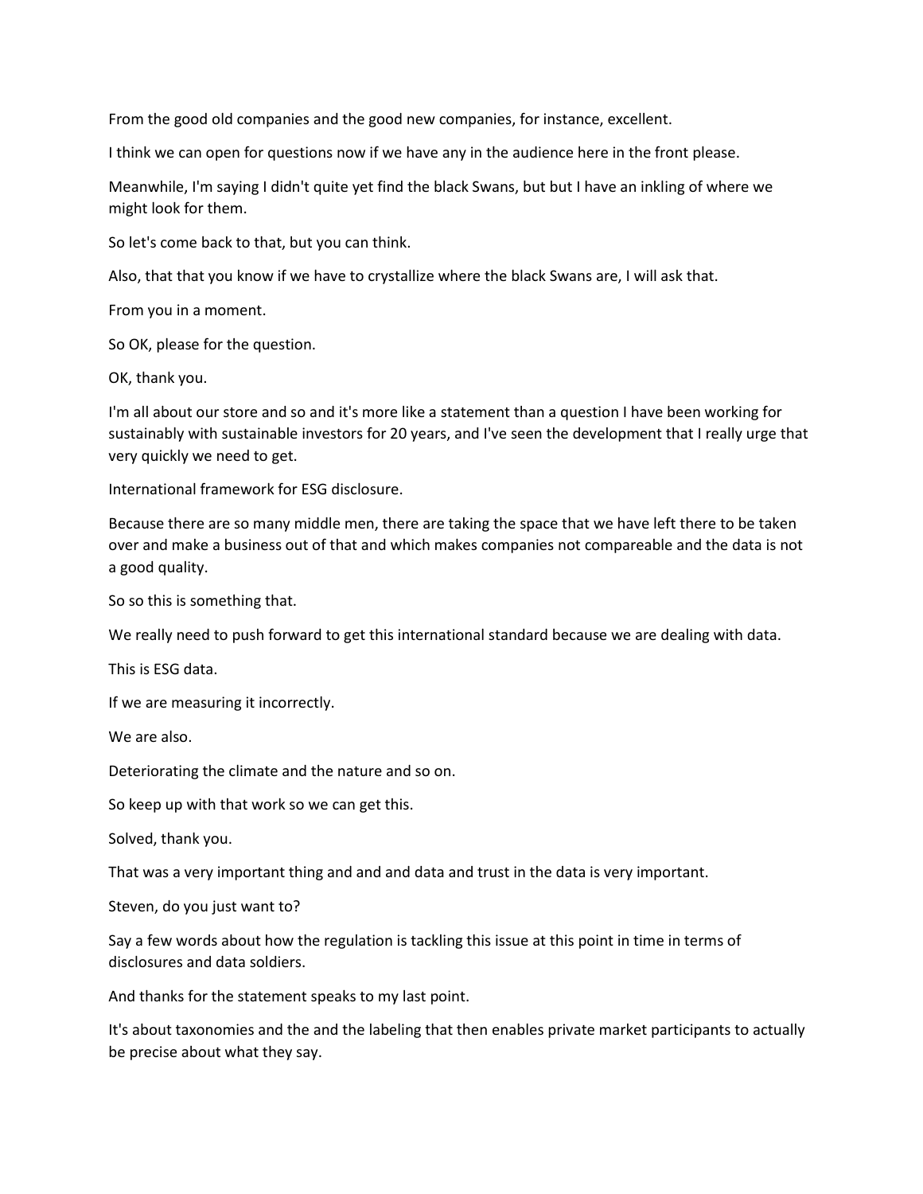From the good old companies and the good new companies, for instance, excellent.

I think we can open for questions now if we have any in the audience here in the front please.

Meanwhile, I'm saying I didn't quite yet find the black Swans, but but I have an inkling of where we might look for them.

So let's come back to that, but you can think.

Also, that that you know if we have to crystallize where the black Swans are, I will ask that.

From you in a moment.

So OK, please for the question.

OK, thank you.

I'm all about our store and so and it's more like a statement than a question I have been working for sustainably with sustainable investors for 20 years, and I've seen the development that I really urge that very quickly we need to get.

International framework for ESG disclosure.

Because there are so many middle men, there are taking the space that we have left there to be taken over and make a business out of that and which makes companies not compareable and the data is not a good quality.

So so this is something that.

We really need to push forward to get this international standard because we are dealing with data.

This is ESG data.

If we are measuring it incorrectly.

We are also.

Deteriorating the climate and the nature and so on.

So keep up with that work so we can get this.

Solved, thank you.

That was a very important thing and and and data and trust in the data is very important.

Steven, do you just want to?

Say a few words about how the regulation is tackling this issue at this point in time in terms of disclosures and data soldiers.

And thanks for the statement speaks to my last point.

It's about taxonomies and the and the labeling that then enables private market participants to actually be precise about what they say.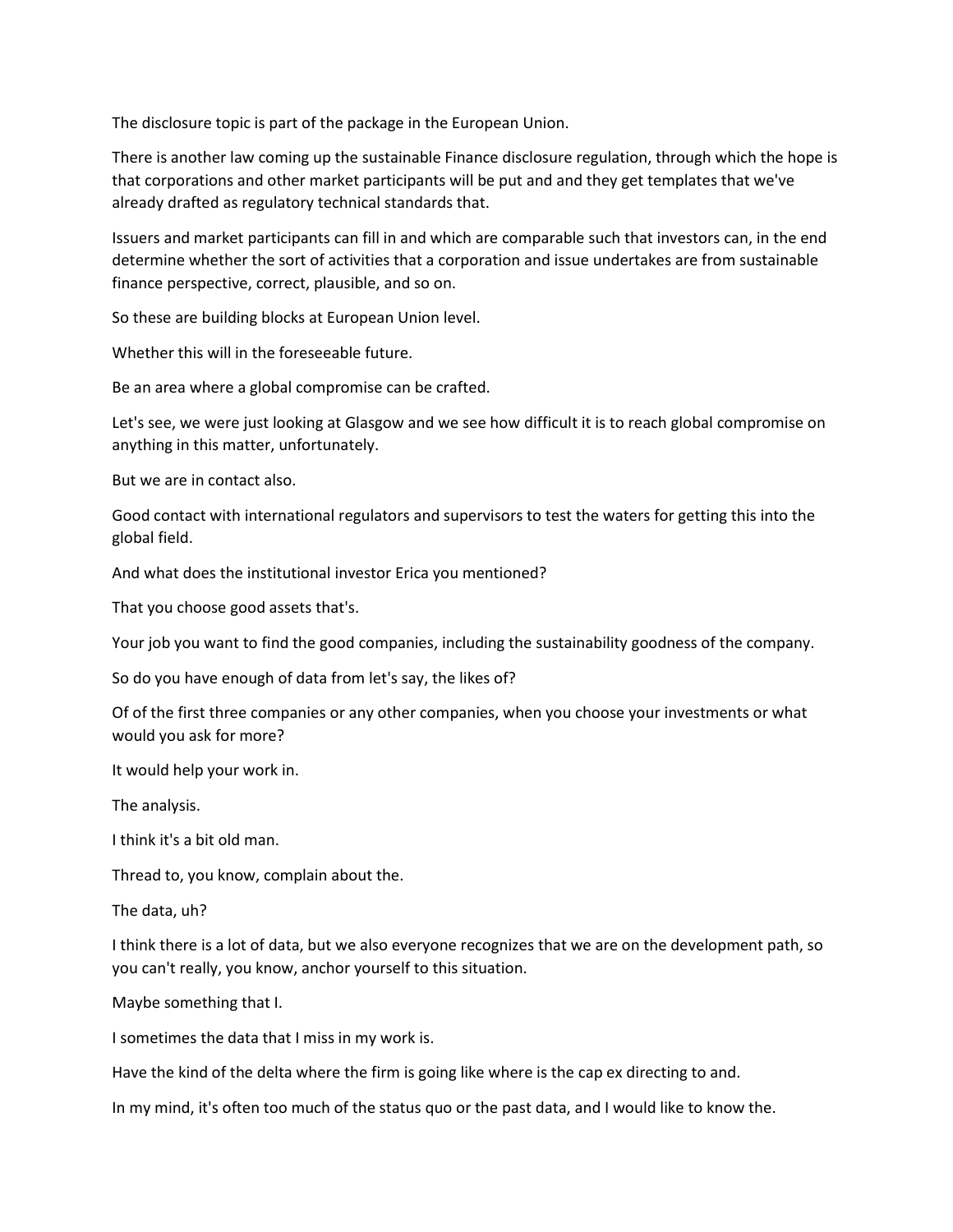The disclosure topic is part of the package in the European Union.

There is another law coming up the sustainable Finance disclosure regulation, through which the hope is that corporations and other market participants will be put and and they get templates that we've already drafted as regulatory technical standards that.

Issuers and market participants can fill in and which are comparable such that investors can, in the end determine whether the sort of activities that a corporation and issue undertakes are from sustainable finance perspective, correct, plausible, and so on.

So these are building blocks at European Union level.

Whether this will in the foreseeable future.

Be an area where a global compromise can be crafted.

Let's see, we were just looking at Glasgow and we see how difficult it is to reach global compromise on anything in this matter, unfortunately.

But we are in contact also.

Good contact with international regulators and supervisors to test the waters for getting this into the global field.

And what does the institutional investor Erica you mentioned?

That you choose good assets that's.

Your job you want to find the good companies, including the sustainability goodness of the company.

So do you have enough of data from let's say, the likes of?

Of of the first three companies or any other companies, when you choose your investments or what would you ask for more?

It would help your work in.

The analysis.

I think it's a bit old man.

Thread to, you know, complain about the.

The data, uh?

I think there is a lot of data, but we also everyone recognizes that we are on the development path, so you can't really, you know, anchor yourself to this situation.

Maybe something that I.

I sometimes the data that I miss in my work is.

Have the kind of the delta where the firm is going like where is the cap ex directing to and.

In my mind, it's often too much of the status quo or the past data, and I would like to know the.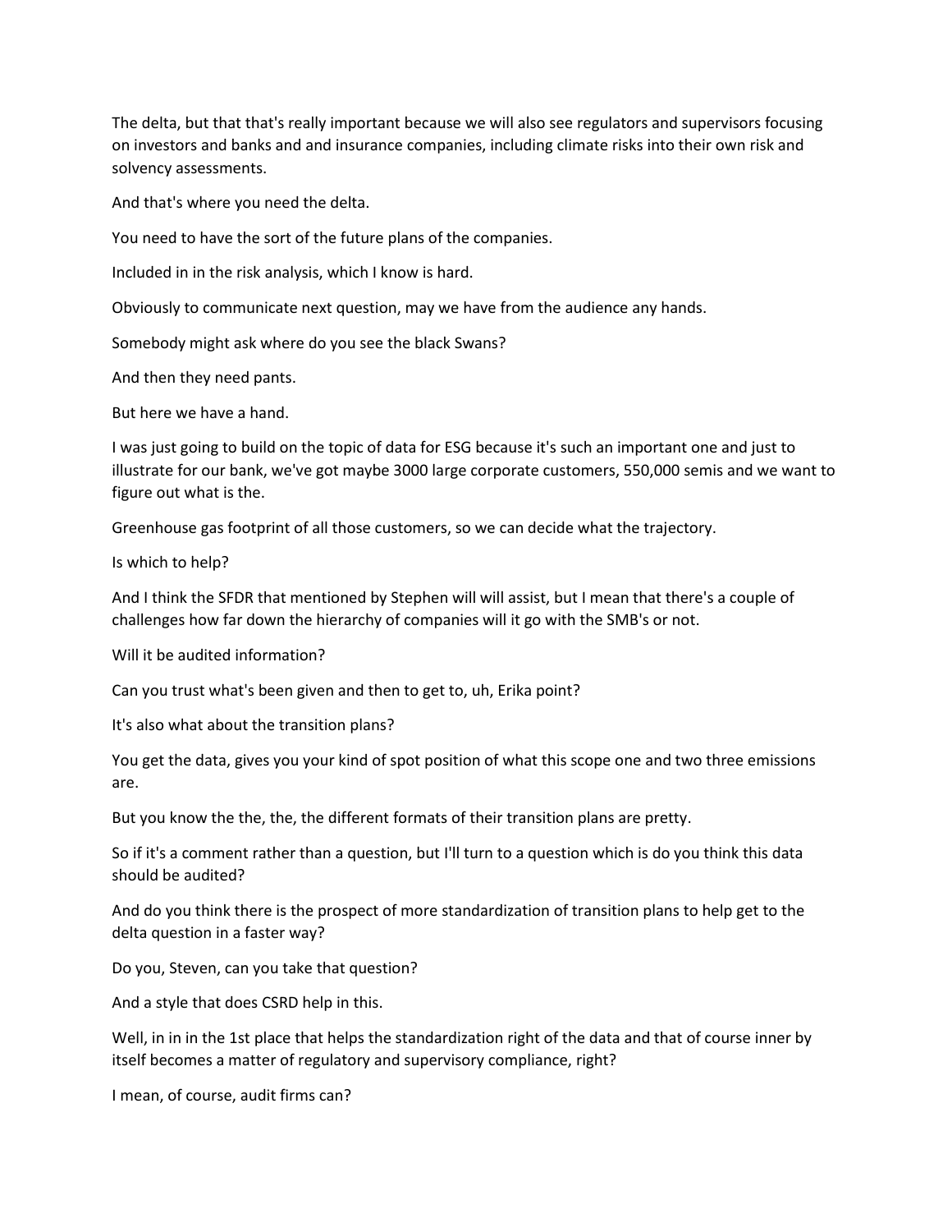The delta, but that that's really important because we will also see regulators and supervisors focusing on investors and banks and and insurance companies, including climate risks into their own risk and solvency assessments.

And that's where you need the delta.

You need to have the sort of the future plans of the companies.

Included in in the risk analysis, which I know is hard.

Obviously to communicate next question, may we have from the audience any hands.

Somebody might ask where do you see the black Swans?

And then they need pants.

But here we have a hand.

I was just going to build on the topic of data for ESG because it's such an important one and just to illustrate for our bank, we've got maybe 3000 large corporate customers, 550,000 semis and we want to figure out what is the.

Greenhouse gas footprint of all those customers, so we can decide what the trajectory.

Is which to help?

And I think the SFDR that mentioned by Stephen will will assist, but I mean that there's a couple of challenges how far down the hierarchy of companies will it go with the SMB's or not.

Will it be audited information?

Can you trust what's been given and then to get to, uh, Erika point?

It's also what about the transition plans?

You get the data, gives you your kind of spot position of what this scope one and two three emissions are.

But you know the the, the, the different formats of their transition plans are pretty.

So if it's a comment rather than a question, but I'll turn to a question which is do you think this data should be audited?

And do you think there is the prospect of more standardization of transition plans to help get to the delta question in a faster way?

Do you, Steven, can you take that question?

And a style that does CSRD help in this.

Well, in in in the 1st place that helps the standardization right of the data and that of course inner by itself becomes a matter of regulatory and supervisory compliance, right?

I mean, of course, audit firms can?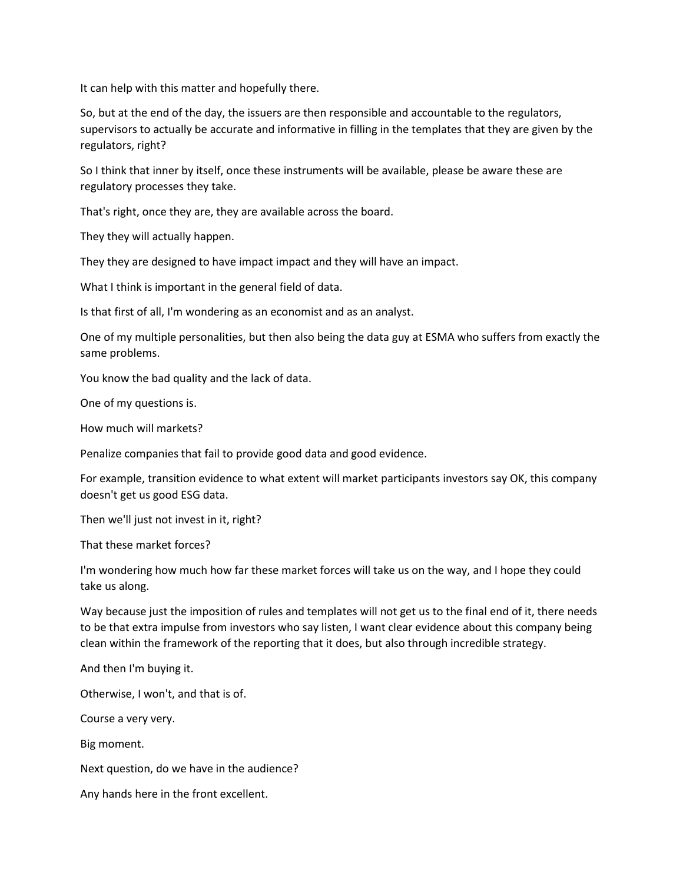It can help with this matter and hopefully there.

So, but at the end of the day, the issuers are then responsible and accountable to the regulators, supervisors to actually be accurate and informative in filling in the templates that they are given by the regulators, right?

So I think that inner by itself, once these instruments will be available, please be aware these are regulatory processes they take.

That's right, once they are, they are available across the board.

They they will actually happen.

They they are designed to have impact impact and they will have an impact.

What I think is important in the general field of data.

Is that first of all, I'm wondering as an economist and as an analyst.

One of my multiple personalities, but then also being the data guy at ESMA who suffers from exactly the same problems.

You know the bad quality and the lack of data.

One of my questions is.

How much will markets?

Penalize companies that fail to provide good data and good evidence.

For example, transition evidence to what extent will market participants investors say OK, this company doesn't get us good ESG data.

Then we'll just not invest in it, right?

That these market forces?

I'm wondering how much how far these market forces will take us on the way, and I hope they could take us along.

Way because just the imposition of rules and templates will not get us to the final end of it, there needs to be that extra impulse from investors who say listen, I want clear evidence about this company being clean within the framework of the reporting that it does, but also through incredible strategy.

And then I'm buying it.

Otherwise, I won't, and that is of.

Course a very very.

Big moment.

Next question, do we have in the audience?

Any hands here in the front excellent.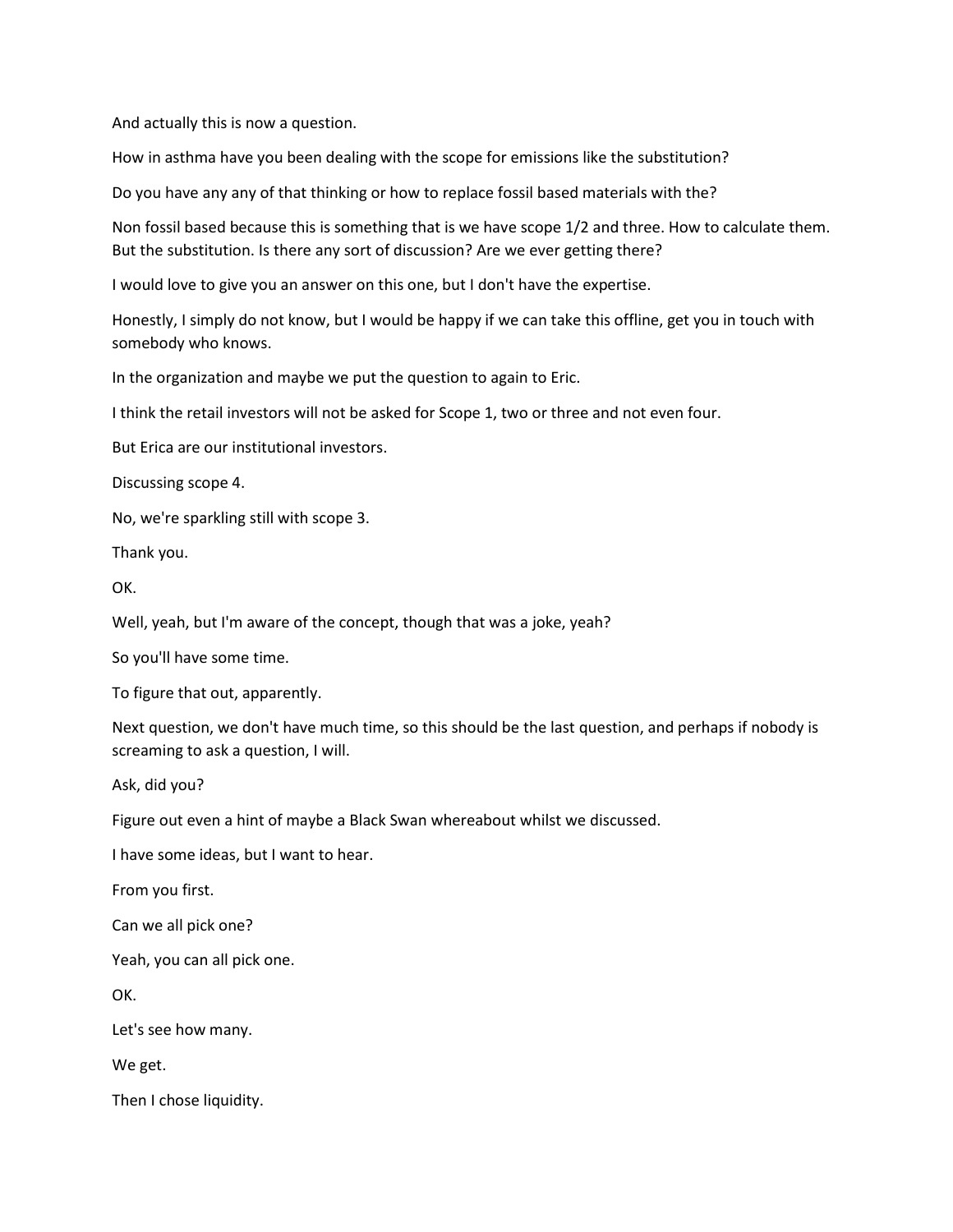And actually this is now a question.

How in asthma have you been dealing with the scope for emissions like the substitution?

Do you have any any of that thinking or how to replace fossil based materials with the?

Non fossil based because this is something that is we have scope 1/2 and three. How to calculate them. But the substitution. Is there any sort of discussion? Are we ever getting there?

I would love to give you an answer on this one, but I don't have the expertise.

Honestly, I simply do not know, but I would be happy if we can take this offline, get you in touch with somebody who knows.

In the organization and maybe we put the question to again to Eric.

I think the retail investors will not be asked for Scope 1, two or three and not even four.

But Erica are our institutional investors.

Discussing scope 4.

No, we're sparkling still with scope 3.

Thank you.

OK.

Well, yeah, but I'm aware of the concept, though that was a joke, yeah?

So you'll have some time.

To figure that out, apparently.

Next question, we don't have much time, so this should be the last question, and perhaps if nobody is screaming to ask a question, I will.

Ask, did you?

Figure out even a hint of maybe a Black Swan whereabout whilst we discussed.

I have some ideas, but I want to hear.

From you first.

Can we all pick one?

Yeah, you can all pick one.

OK.

Let's see how many.

We get.

Then I chose liquidity.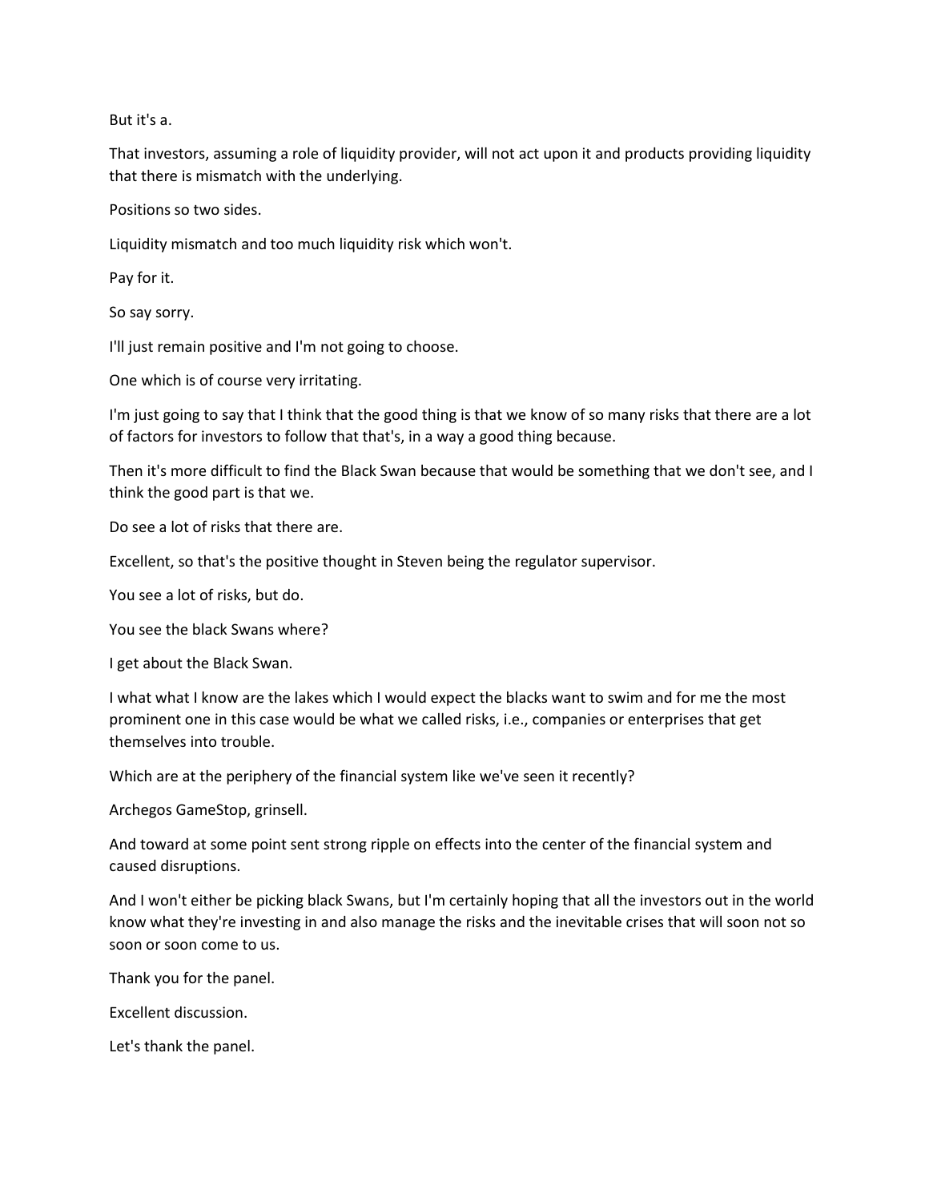But it's a.

That investors, assuming a role of liquidity provider, will not act upon it and products providing liquidity that there is mismatch with the underlying.

Positions so two sides.

Liquidity mismatch and too much liquidity risk which won't.

Pay for it.

So say sorry.

I'll just remain positive and I'm not going to choose.

One which is of course very irritating.

I'm just going to say that I think that the good thing is that we know of so many risks that there are a lot of factors for investors to follow that that's, in a way a good thing because.

Then it's more difficult to find the Black Swan because that would be something that we don't see, and I think the good part is that we.

Do see a lot of risks that there are.

Excellent, so that's the positive thought in Steven being the regulator supervisor.

You see a lot of risks, but do.

You see the black Swans where?

I get about the Black Swan.

I what what I know are the lakes which I would expect the blacks want to swim and for me the most prominent one in this case would be what we called risks, i.e., companies or enterprises that get themselves into trouble.

Which are at the periphery of the financial system like we've seen it recently?

Archegos GameStop, grinsell.

And toward at some point sent strong ripple on effects into the center of the financial system and caused disruptions.

And I won't either be picking black Swans, but I'm certainly hoping that all the investors out in the world know what they're investing in and also manage the risks and the inevitable crises that will soon not so soon or soon come to us.

Thank you for the panel.

Excellent discussion.

Let's thank the panel.